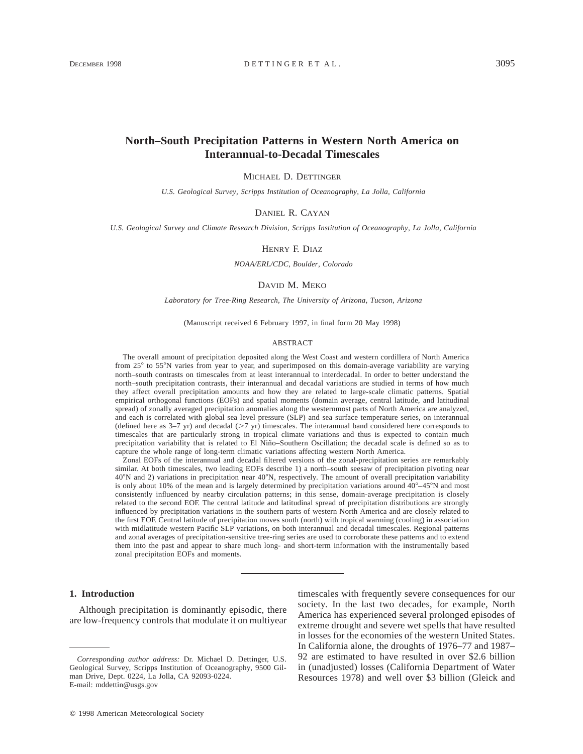# North–South Precipitation Patterns in Western North America on Interannual-to-Decadal Timescales

MICHAEL D. DETTINGER

*U.S. Geological Survey, Scripps Institution of Oceanography, La Jolla, California*

DANIEL R. CAYAN

*U.S. Geological Survey and Climate Research Division, Scripps Institution of Oceanography, La Jolla, California*

HENRY F. DIAZ

*NOAA/ERL/CDC, Boulder, Colorado*

DAVID M. MEKO

*Laboratory for Tree-Ring Research, The University of Arizona, Tucson, Arizona*

(Manuscript received 6 February 1997, in final form 20 May 1998)

## ABSTRACT

The overall amount of precipitation deposited along the West Coast and western cordillera of North America from 25° to 55°N varies from year to year, and superimposed on this domain-average variability are varying north–south contrasts on timescales from at least interannual to interdecadal. In order to better understand the north–south precipitation contrasts, their interannual and decadal variations are studied in terms of how much they affect overall precipitation amounts and how they are related to large-scale climatic patterns. Spatial empirical orthogonal functions (EOFs) and spatial moments (domain average, central latitude, and latitudinal spread) of zonally averaged precipitation anomalies along the westernmost parts of North America are analyzed, and each is correlated with global sea level pressure (SLP) and sea surface temperature series, on interannual (defined here as 3–7 yr) and decadal (>7 yr) timescales. The interannual band considered here corresponds to timescales that are particularly strong in tropical climate variations and thus is expected to contain much precipitation variability that is related to El Niño–Southern Oscillation; the decadal scale is defined so as to capture the whole range of long-term climatic variations affecting western North America.

Zonal EOFs of the interannual and decadal filtered versions of the zonal-precipitation series are remarkably similar. At both timescales, two leading EOFs describe 1) a north–south seesaw of precipitation pivoting near 40°N and 2) variations in precipitation near 40°N, respectively. The amount of overall precipitation variability is only about 10% of the mean and is largely determined by precipitation variations around 40°–45°N and most consistently influenced by nearby circulation patterns; in this sense, domain-average precipitation is closely related to the second EOF. The central latitude and latitudinal spread of precipitation distributions are strongly influenced by precipitation variations in the southern parts of western North America and are closely related to the first EOF. Central latitude of precipitation moves south (north) with tropical warming (cooling) in association with midlatitude western Pacific SLP variations, on both interannual and decadal timescales. Regional patterns and zonal averages of precipitation-sensitive tree-ring series are used to corroborate these patterns and to extend them into the past and appear to share much long- and short-term information with the instrumentally based zonal precipitation EOFs and moments.

## 1. Introduction

Although precipitation is dominantly episodic, there are low-frequency controls that modulate it on multiyear timescales with frequently severe consequences for our society. In the last two decades, for example, North America has experienced several prolonged episodes of extreme drought and severe wet spells that have resulted in losses for the economies of the western United States. In California alone, the droughts of 1976–77 and 1987–92 are estimated to have resulted in over $2.6 billion in (unadjusted) losses (California Department of Water Resources 1978) and well over $3 billion (Gleick and

---

*Corresponding author address:* Dr. Michael D. Dettinger, U.S. Geological Survey, Scripps Institution of Oceanography, 9500 Gilman Drive, Dept. 0224, La Jolla, CA 92093-0224.
E-mail: mddettin@usgs.gov

© 1998 American Meteorological Society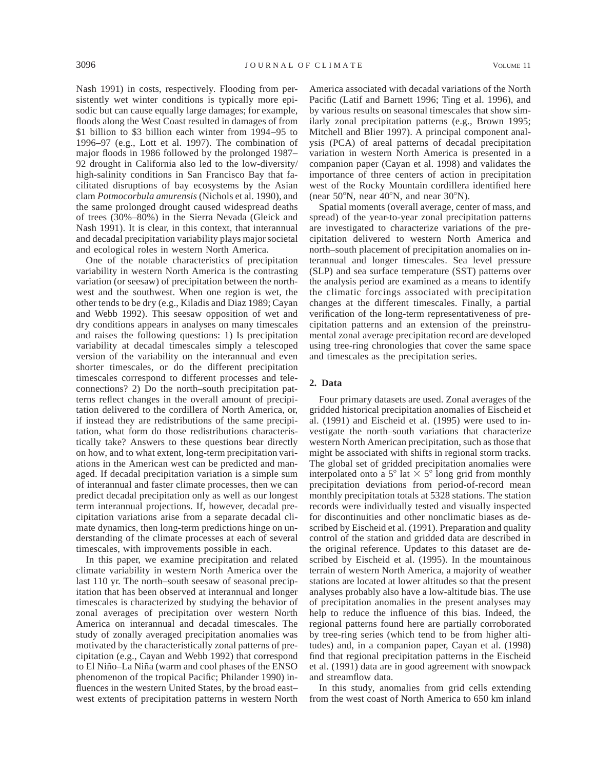Nash 1991) in costs, respectively. Flooding from persistently wet winter conditions is typically more episodic but can cause equally large damages; for example, floods along the West Coast resulted in damages of from \$1 billion to \$3 billion each winter from 1994–95 to 1996–97 (e.g., Lott et al. 1997). The combination of major floods in 1986 followed by the prolonged 1987–92 drought in California also led to the low-diversity/high-salinity conditions in San Francisco Bay that facilitated disruptions of bay ecosystems by the Asian clam *Potmocorbula amurensis* (Nichols et al. 1990), and the same prolonged drought caused widespread deaths of trees (30%–80%) in the Sierra Nevada (Gleick and Nash 1991). It is clear, in this context, that interannual and decadal precipitation variability plays major societal and ecological roles in western North America.

One of the notable characteristics of precipitation variability in western North America is the contrasting variation (or seesaw) of precipitation between the northwest and the southwest. When one region is wet, the other tends to be dry (e.g., Kiladis and Diaz 1989; Cayan and Webb 1992). This seesaw opposition of wet and dry conditions appears in analyses on many timescales and raises the following questions: 1) Is precipitation variability at decadal timescales simply a telescoped version of the variability on the interannual and even shorter timescales, or do the different precipitation timescales correspond to different processes and teleconnections? 2) Do the north–south precipitation patterns reflect changes in the overall amount of precipitation delivered to the cordillera of North America, or, if instead they are redistributions of the same precipitation, what form do those redistributions characteristically take? Answers to these questions bear directly on how, and to what extent, long-term precipitation variations in the American west can be predicted and managed. If decadal precipitation variation is a simple sum of interannual and faster climate processes, then we can predict decadal precipitation only as well as our longest term interannual projections. If, however, decadal precipitation variations arise from a separate decadal climate dynamics, then long-term predictions hinge on understanding of the climate processes at each of several timescales, with improvements possible in each.

In this paper, we examine precipitation and related climate variability in western North America over the last 110 yr. The north–south seesaw of seasonal precipitation that has been observed at interannual and longer timescales is characterized by studying the behavior of zonal averages of precipitation over western North America on interannual and decadal timescales. The study of zonally averaged precipitation anomalies was motivated by the characteristically zonal patterns of precipitation (e.g., Cayan and Webb 1992) that correspond to El Niño–La Niña (warm and cool phases of the ENSO phenomenon of the tropical Pacific; Philander 1990) influences in the western United States, by the broad east–west extents of precipitation patterns in western North America associated with decadal variations of the North Pacific (Latif and Barnett 1996; Ting et al. 1996), and by various results on seasonal timescales that show similarly zonal precipitation patterns (e.g., Brown 1995; Mitchell and Blier 1997). A principal component analysis (PCA) of areal patterns of decadal precipitation variation in western North America is presented in a companion paper (Cayan et al. 1998) and validates the importance of three centers of action in precipitation west of the Rocky Mountain cordillera identified here (near 50°N, near 40°N, and near 30°N).

Spatial moments (overall average, center of mass, and spread) of the year-to-year zonal precipitation patterns are investigated to characterize variations of the precipitation delivered to western North America and north–south placement of precipitation anomalies on interannual and longer timescales. Sea level pressure (SLP) and sea surface temperature (SST) patterns over the analysis period are examined as a means to identify the climatic forcings associated with precipitation changes at the different timescales. Finally, a partial verification of the long-term representativeness of precipitation patterns and an extension of the preinstrumental zonal average precipitation record are developed using tree-ring chronologies that cover the same space and timescales as the precipitation series.

## 2. Data

Four primary datasets are used. Zonal averages of the gridded historical precipitation anomalies of Eischeid et al. (1991) and Eischeid et al. (1995) were used to investigate the north–south variations that characterize western North American precipitation, such as those that might be associated with shifts in regional storm tracks. The global set of gridded precipitation anomalies were interpolated onto a 5° lat × 5° long grid from monthly precipitation deviations from period-of-record mean monthly precipitation totals at 5328 stations. The station records were individually tested and visually inspected for discontinuities and other nonclimatic biases as described by Eischeid et al. (1991). Preparation and quality control of the station and gridded data are described in the original reference. Updates to this dataset are described by Eischeid et al. (1995). In the mountainous terrain of western North America, a majority of weather stations are located at lower altitudes so that the present analyses probably also have a low-altitude bias. The use of precipitation anomalies in the present analyses may help to reduce the influence of this bias. Indeed, the regional patterns found here are partially corroborated by tree-ring series (which tend to be from higher altitudes) and, in a companion paper, Cayan et al. (1998) find that regional precipitation patterns in the Eischeid et al. (1991) data are in good agreement with snowpack and streamflow data.

In this study, anomalies from grid cells extending from the west coast of North America to 650 km inland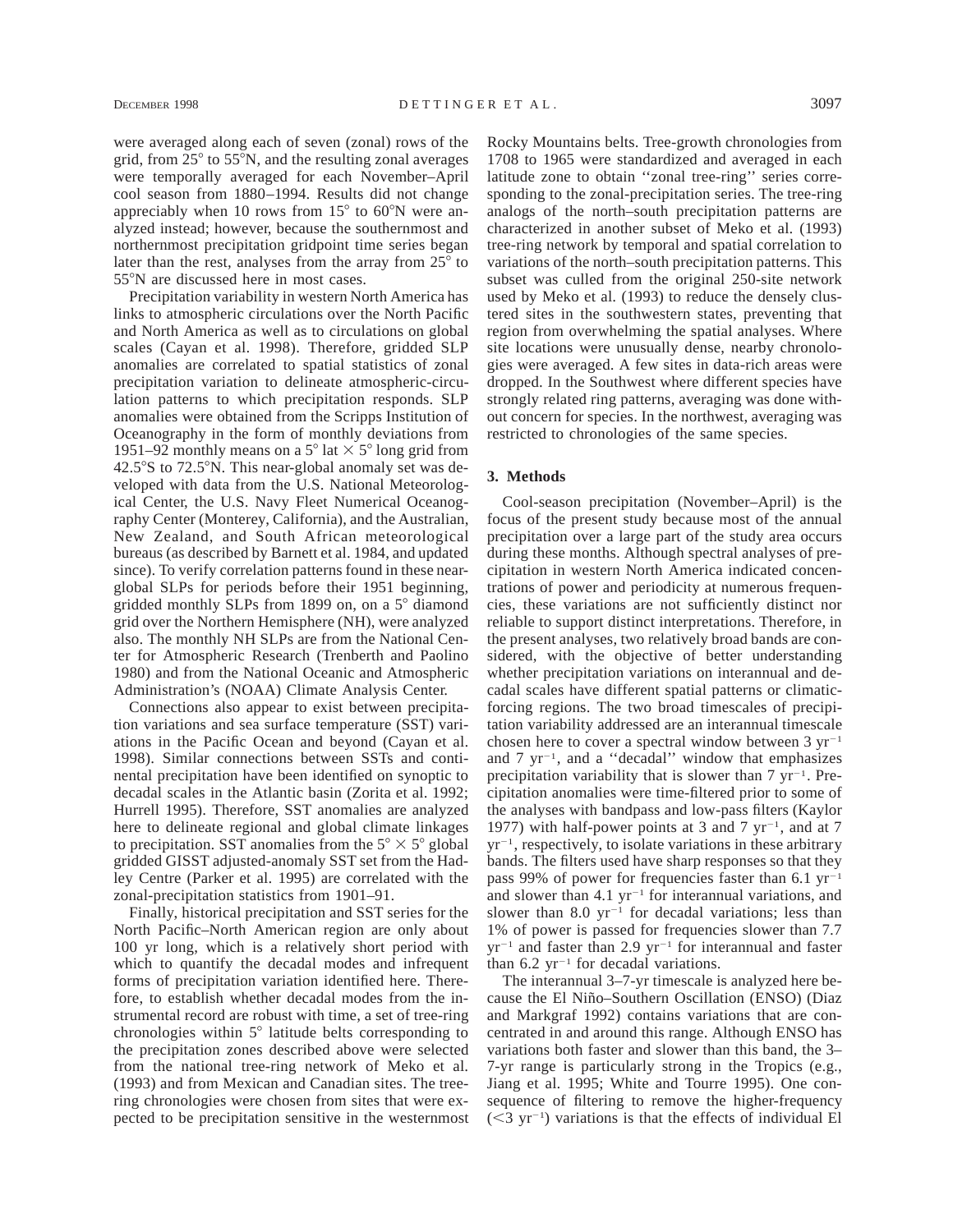were averaged along each of seven (zonal) rows of the grid, from 25° to 55°N, and the resulting zonal averages were temporally averaged for each November–April cool season from 1880–1994. Results did not change appreciably when 10 rows from 15° to 60°N were analyzed instead; however, because the southernmost and northernmost precipitation gridpoint time series began later than the rest, analyses from the array from 25° to 55°N are discussed here in most cases.

Precipitation variability in western North America has links to atmospheric circulations over the North Pacific and North America as well as to circulations on global scales (Cayan et al. 1998). Therefore, gridded SLP anomalies are correlated to spatial statistics of zonal precipitation variation to delineate atmospheric-circulation patterns to which precipitation responds. SLP anomalies were obtained from the Scripps Institution of Oceanography in the form of monthly deviations from 1951–92 monthly means on a 5° lat × 5° long grid from 42.5°S to 72.5°N. This near-global anomaly set was developed with data from the U.S. National Meteorological Center, the U.S. Navy Fleet Numerical Oceanography Center (Monterey, California), and the Australian, New Zealand, and South African meteorological bureaus (as described by Barnett et al. 1984, and updated since). To verify correlation patterns found in these near-global SLPs for periods before their 1951 beginning, gridded monthly SLPs from 1899 on, on a 5° diamond grid over the Northern Hemisphere (NH), were analyzed also. The monthly NH SLPs are from the National Center for Atmospheric Research (Trenberth and Paolino 1980) and from the National Oceanic and Atmospheric Administration's (NOAA) Climate Analysis Center.

Connections also appear to exist between precipitation variations and sea surface temperature (SST) variations in the Pacific Ocean and beyond (Cayan et al. 1998). Similar connections between SSTs and continental precipitation have been identified on synoptic to decadal scales in the Atlantic basin (Zorita et al. 1992; Hurrell 1995). Therefore, SST anomalies are analyzed here to delineate regional and global climate linkages to precipitation. SST anomalies from the 5° × 5° global gridded GISST adjusted-anomaly SST set from the Hadley Centre (Parker et al. 1995) are correlated with the zonal-precipitation statistics from 1901–91.

Finally, historical precipitation and SST series for the North Pacific–North American region are only about 100 yr long, which is a relatively short period with which to quantify the decadal modes and infrequent forms of precipitation variation identified here. Therefore, to establish whether decadal modes from the instrumental record are robust with time, a set of tree-ring chronologies within 5° latitude belts corresponding to the precipitation zones described above were selected from the national tree-ring network of Meko et al. (1993) and from Mexican and Canadian sites. The tree-ring chronologies were chosen from sites that were expected to be precipitation sensitive in the westernmost Rocky Mountains belts. Tree-growth chronologies from 1708 to 1965 were standardized and averaged in each latitude zone to obtain "zonal tree-ring" series corresponding to the zonal-precipitation series. The tree-ring analogs of the north–south precipitation patterns are characterized in another subset of Meko et al. (1993) tree-ring network by temporal and spatial correlation to variations of the north–south precipitation patterns. This subset was culled from the original 250-site network used by Meko et al. (1993) to reduce the densely clustered sites in the southwestern states, preventing that region from overwhelming the spatial analyses. Where site locations were unusually dense, nearby chronologies were averaged. A few sites in data-rich areas were dropped. In the Southwest where different species have strongly related ring patterns, averaging was done without concern for species. In the northwest, averaging was restricted to chronologies of the same species.

## 3. Methods

Cool-season precipitation (November–April) is the focus of the present study because most of the annual precipitation over a large part of the study area occurs during these months. Although spectral analyses of precipitation in western North America indicated concentrations of power and periodicity at numerous frequencies, these variations are not sufficiently distinct nor reliable to support distinct interpretations. Therefore, in the present analyses, two relatively broad bands are considered, with the objective of better understanding whether precipitation variations on interannual and decadal scales have different spatial patterns or climatic-forcing regions. The two broad timescales of precipitation variability addressed are an interannual timescale chosen here to cover a spectral window between 3 $yr^{-1}$ and 7 $yr^{-1}$, and a "decadal" window that emphasizes precipitation variability that is slower than 7 $yr^{-1}$. Precipitation anomalies were time-filtered prior to some of the analyses with bandpass and low-pass filters (Kaylor 1977) with half-power points at 3 and 7 $yr^{-1}$, and at 7 $yr^{-1}$, respectively, to isolate variations in these arbitrary bands. The filters used have sharp responses so that they pass 99% of power for frequencies faster than 6.1 $yr^{-1}$ and slower than 4.1 $yr^{-1}$ for interannual variations, and slower than 8.0 $yr^{-1}$ for decadal variations; less than 1% of power is passed for frequencies slower than 7.7 $yr^{-1}$ and faster than 2.9 $yr^{-1}$ for interannual and faster than 6.2 $yr^{-1}$ for decadal variations.

The interannual 3–7-yr timescale is analyzed here because the El Niño–Southern Oscillation (ENSO) (Diaz and Markgraf 1992) contains variations that are concentrated in and around this range. Although ENSO has variations both faster and slower than this band, the 3–7-yr range is particularly strong in the Tropics (e.g., Jiang et al. 1995; White and Tourre 1995). One consequence of filtering to remove the higher-frequency (<3 $yr^{-1}$) variations is that the effects of individual El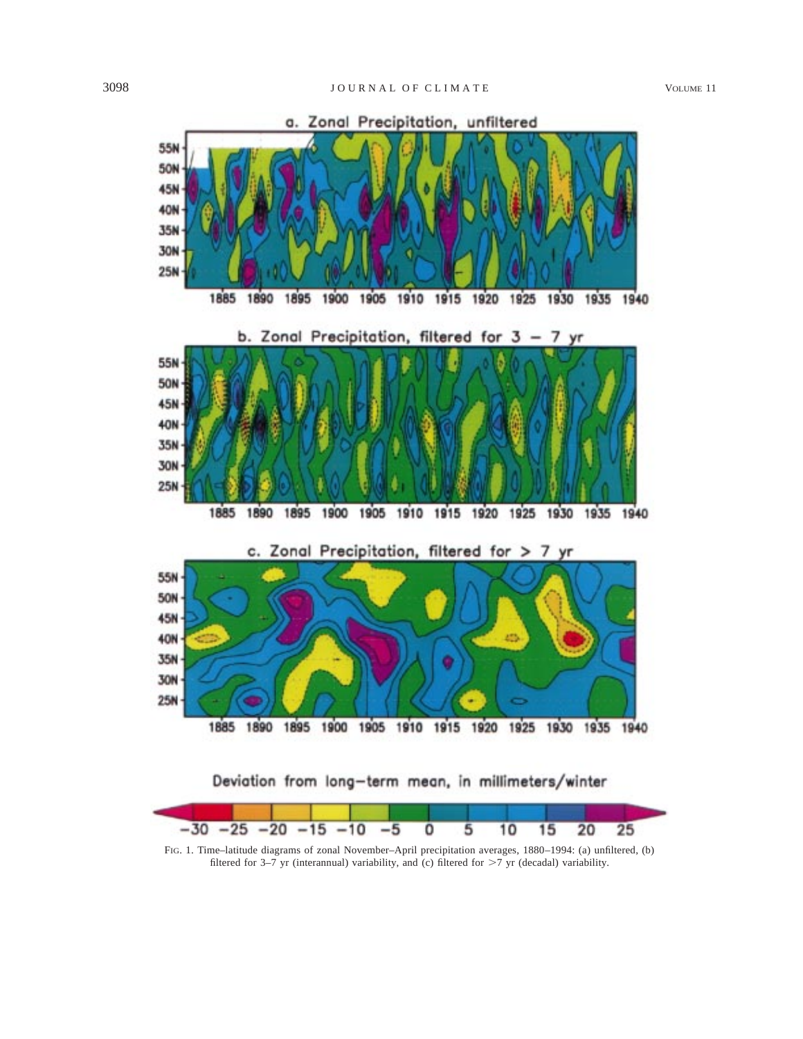FIG. 1. Time–latitude diagrams of zonal November–April precipitation averages, 1880–1994: (a) unfiltered, (b) filtered for 3–7 yr (interannual) variability, and (c) filtered for >7 yr (decadal) variability.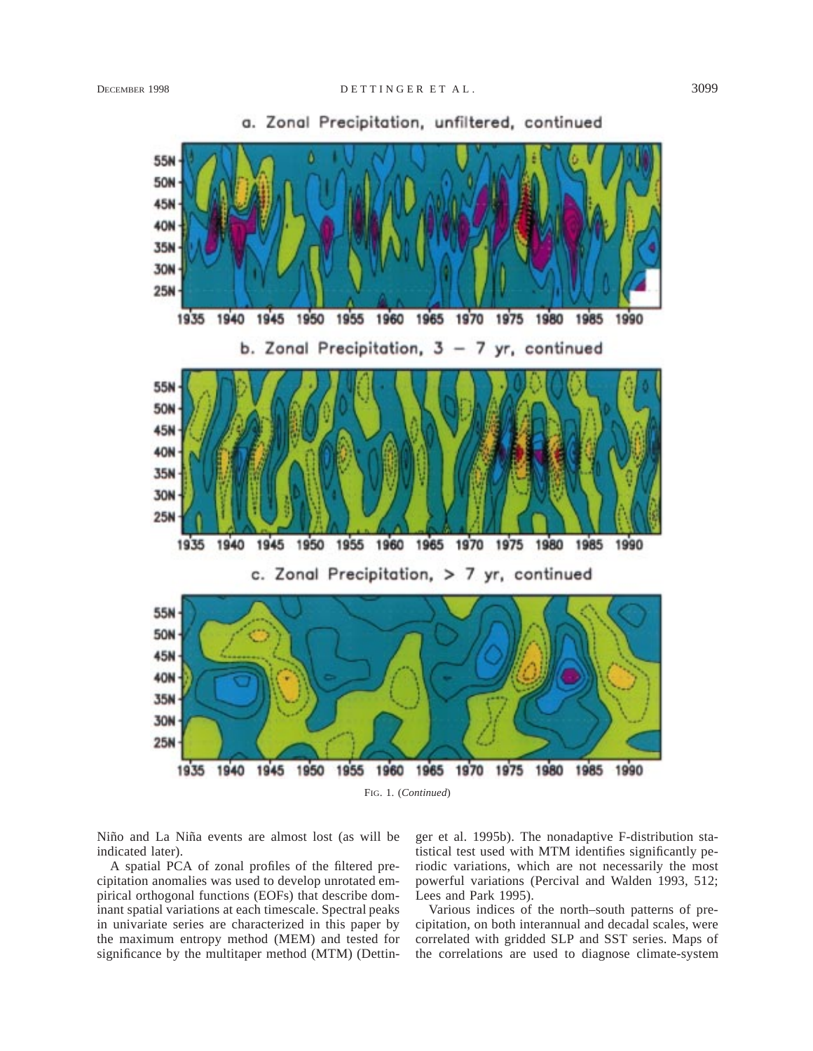FIG. 1. (*Continued*)

Niño and La Niña events are almost lost (as will be indicated later).

A spatial PCA of zonal profiles of the filtered precipitation anomalies was used to develop unrotated empirical orthogonal functions (EOFs) that describe dominant spatial variations at each timescale. Spectral peaks in univariate series are characterized in this paper by the maximum entropy method (MEM) and tested for significance by the multitaper method (MTM) (Dettinger et al. 1995b). The nonadaptive F-distribution statistical test used with MTM identifies significantly periodic variations, which are not necessarily the most powerful variations (Percival and Walden 1993, 512; Lees and Park 1995).

Various indices of the north–south patterns of precipitation, on both interannual and decadal scales, were correlated with gridded SLP and SST series. Maps of the correlations are used to diagnose climate-system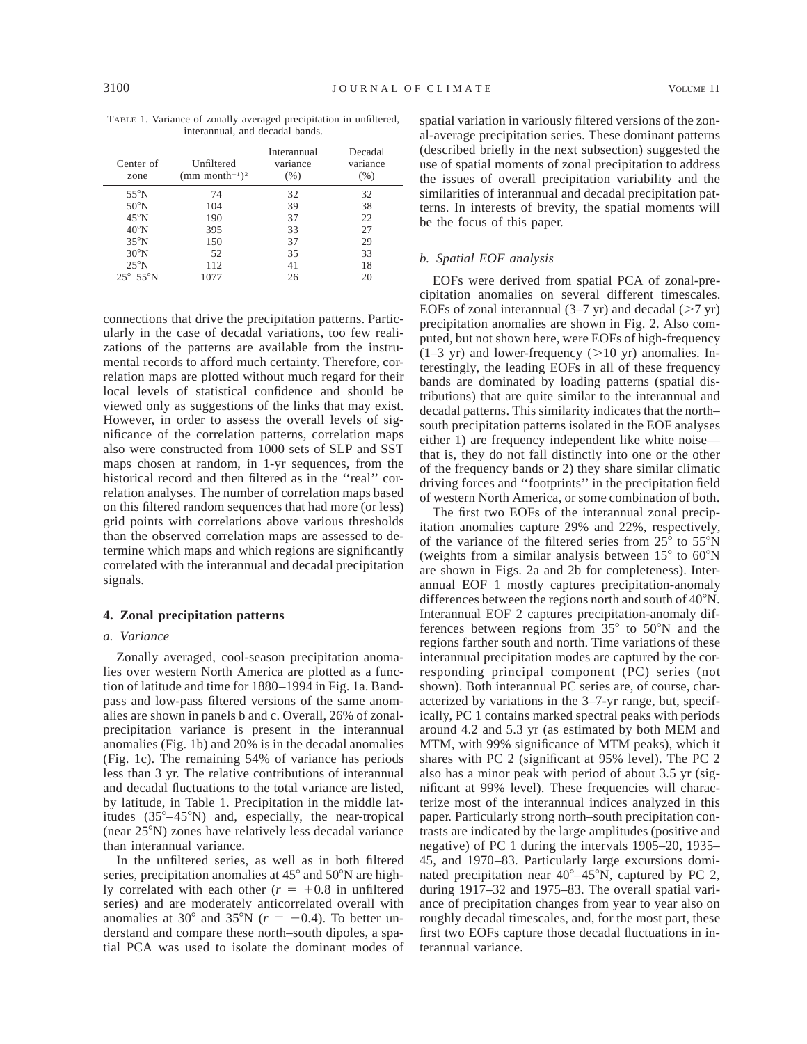TABLE 1. Variance of zonally averaged precipitation in unfiltered, interannual, and decadal bands.

| Center of zone | Unfiltered $(\text{mm month}^{-1})^2$ | Interannual variance (%) | Decadal variance (%) |
|---|---|---|---|
| 55°N | 74 | 32 | 32 |
| 50°N | 104 | 39 | 38 |
| 45°N | 190 | 37 | 22 |
| 40°N | 395 | 33 | 27 |
| 35°N | 150 | 37 | 29 |
| 30°N | 52 | 35 | 33 |
| 25°N | 112 | 41 | 18 |
| 25°–55°N | 1077 | 26 | 20 |

connections that drive the precipitation patterns. Particularly in the case of decadal variations, too few realizations of the patterns are available from the instrumental records to afford much certainty. Therefore, correlation maps are plotted without much regard for their local levels of statistical confidence and should be viewed only as suggestions of the links that may exist. However, in order to assess the overall levels of significance of the correlation patterns, correlation maps also were constructed from 1000 sets of SLP and SST maps chosen at random, in 1-yr sequences, from the historical record and then filtered as in the ''real'' correlation analyses. The number of correlation maps based on this filtered random sequences that had more (or less) grid points with correlations above various thresholds than the observed correlation maps are assessed to determine which maps and which regions are significantly correlated with the interannual and decadal precipitation signals.

## 4. Zonal precipitation patterns

### *a. Variance*

Zonally averaged, cool-season precipitation anomalies over western North America are plotted as a function of latitude and time for 1880–1994 in Fig. 1a. Bandpass and low-pass filtered versions of the same anomalies are shown in panels b and c. Overall, 26% of zonal-precipitation variance is present in the interannual anomalies (Fig. 1b) and 20% is in the decadal anomalies (Fig. 1c). The remaining 54% of variance has periods less than 3 yr. The relative contributions of interannual and decadal fluctuations to the total variance are listed, by latitude, in Table 1. Precipitation in the middle latitudes (35°–45°N) and, especially, the near-tropical (near 25°N) zones have relatively less decadal variance than interannual variance.

In the unfiltered series, as well as in both filtered series, precipitation anomalies at 45° and 50°N are highly correlated with each other ($r = +0.8$ in unfiltered series) and are moderately anticorrelated overall with anomalies at 30° and 35°N ($r = -0.4$). To better understand and compare these north–south dipoles, a spatial PCA was used to isolate the dominant modes of spatial variation in variously filtered versions of the zonal-average precipitation series. These dominant patterns (described briefly in the next subsection) suggested the use of spatial moments of zonal precipitation to address the issues of overall precipitation variability and the similarities of interannual and decadal precipitation patterns. In interests of brevity, the spatial moments will be the focus of this paper.

### *b. Spatial EOF analysis*

EOFs were derived from spatial PCA of zonal-precipitation anomalies on several different timescales. EOFs of zonal interannual (3–7 yr) and decadal (>7 yr) precipitation anomalies are shown in Fig. 2. Also computed, but not shown here, were EOFs of high-frequency (1–3 yr) and lower-frequency (>10 yr) anomalies. Interestingly, the leading EOFs in all of these frequency bands are dominated by loading patterns (spatial distributions) that are quite similar to the interannual and decadal patterns. This similarity indicates that the north–south precipitation patterns isolated in the EOF analyses either 1) are frequency independent like white noise—that is, they do not fall distinctly into one or the other of the frequency bands or 2) they share similar climatic driving forces and ''footprints'' in the precipitation field of western North America, or some combination of both.

The first two EOFs of the interannual zonal precipitation anomalies capture 29% and 22%, respectively, of the variance of the filtered series from 25° to 55°N (weights from a similar analysis between 15° to 60°N are shown in Figs. 2a and 2b for completeness). Interannual EOF 1 mostly captures precipitation-anomaly differences between the regions north and south of 40°N. Interannual EOF 2 captures precipitation-anomaly differences between regions from 35° to 50°N and the regions farther south and north. Time variations of these interannual precipitation modes are captured by the corresponding principal component (PC) series (not shown). Both interannual PC series are, of course, characterized by variations in the 3–7-yr range, but, specifically, PC 1 contains marked spectral peaks with periods around 4.2 and 5.3 yr (as estimated by both MEM and MTM, with 99% significance of MTM peaks), which it shares with PC 2 (significant at 95% level). The PC 2 also has a minor peak with period of about 3.5 yr (significant at 99% level). These frequencies will characterize most of the interannual indices analyzed in this paper. Particularly strong north–south precipitation contrasts are indicated by the large amplitudes (positive and negative) of PC 1 during the intervals 1905–20, 1935–45, and 1970–83. Particularly large excursions dominated precipitation near 40°–45°N, captured by PC 2, during 1917–32 and 1975–83. The overall spatial variance of precipitation changes from year to year also on roughly decadal timescales, and, for the most part, these first two EOFs capture those decadal fluctuations in interannual variance.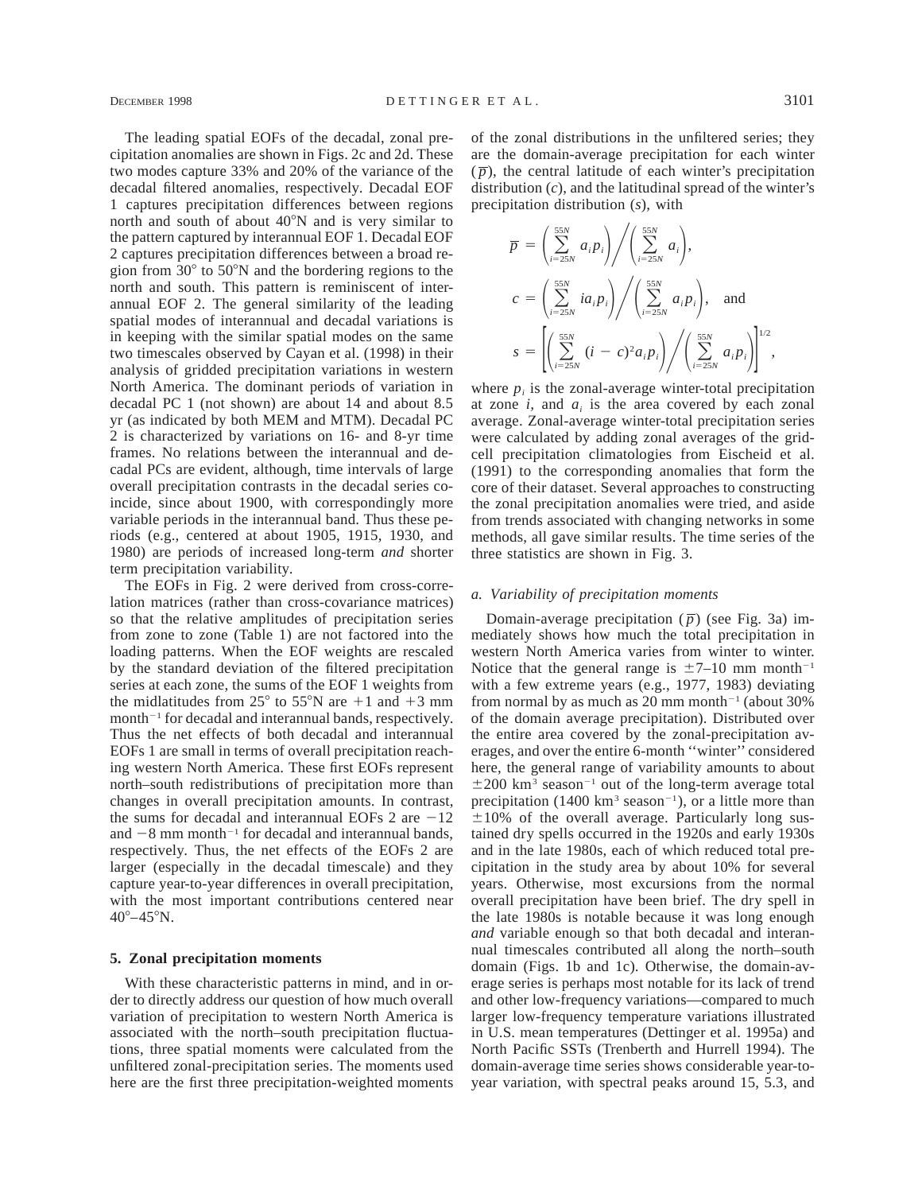The leading spatial EOFs of the decadal, zonal precipitation anomalies are shown in Figs. 2c and 2d. These two modes capture 33% and 20% of the variance of the decadal filtered anomalies, respectively. Decadal EOF 1 captures precipitation differences between regions north and south of about 40°N and is very similar to the pattern captured by interannual EOF 1. Decadal EOF 2 captures precipitation differences between a broad region from 30° to 50°N and the bordering regions to the north and south. This pattern is reminiscent of interannual EOF 2. The general similarity of the leading spatial modes of interannual and decadal variations is in keeping with the similar spatial modes on the same two timescales observed by Cayan et al. (1998) in their analysis of gridded precipitation variations in western North America. The dominant periods of variation in decadal PC 1 (not shown) are about 14 and about 8.5 yr (as indicated by both MEM and MTM). Decadal PC 2 is characterized by variations on 16- and 8-yr time frames. No relations between the interannual and decadal PCs are evident, although, time intervals of large overall precipitation contrasts in the decadal series coincide, since about 1900, with correspondingly more variable periods in the interannual band. Thus these periods (e.g., centered at about 1905, 1915, 1930, and 1980) are periods of increased long-term *and* shorter term precipitation variability.

The EOFs in Fig. 2 were derived from cross-correlation matrices (rather than cross-covariance matrices) so that the relative amplitudes of precipitation series from zone to zone (Table 1) are not factored into the loading patterns. When the EOF weights are rescaled by the standard deviation of the filtered precipitation series at each zone, the sums of the EOF 1 weights from the midlatitudes from 25° to 55°N are +1 and +3 mm month$^{-1}$ for decadal and interannual bands, respectively. Thus the net effects of both decadal and interannual EOFs 1 are small in terms of overall precipitation reaching western North America. These first EOFs represent north–south redistributions of precipitation more than changes in overall precipitation amounts. In contrast, the sums for decadal and interannual EOFs 2 are −12 and −8 mm month$^{-1}$ for decadal and interannual bands, respectively. Thus, the net effects of the EOFs 2 are larger (especially in the decadal timescale) and they capture year-to-year differences in overall precipitation, with the most important contributions centered near 40°–45°N.

## 5. Zonal precipitation moments

With these characteristic patterns in mind, and in order to directly address our question of how much overall variation of precipitation to western North America is associated with the north–south precipitation fluctuations, three spatial moments were calculated from the unfiltered zonal-precipitation series. The moments used here are the first three precipitation-weighted moments of the zonal distributions in the unfiltered series; they are the domain-average precipitation for each winter ($\overline{p}$), the central latitude of each winter's precipitation distribution ($c$), and the latitudinal spread of the winter's precipitation distribution ($s$), with

$$\overline{p} = \left(\sum_{i=25N}^{55N} a_i p_i\right) \bigg/ \left(\sum_{i=25N}^{55N} a_i\right),$$

$$c = \left(\sum_{i=25N}^{55N} i a_i p_i\right) \bigg/ \left(\sum_{i=25N}^{55N} a_i p_i\right), \quad \text{and}$$

$$s = \left[\left(\sum_{i=25N}^{55N} (i - c)^2 a_i p_i\right) \bigg/ \left(\sum_{i=25N}^{55N} a_i p_i\right)\right]^{1/2},$$

where $p_i$ is the zonal-average winter-total precipitation at zone $i$, and $a_i$ is the area covered by each zonal average. Zonal-average winter-total precipitation series were calculated by adding zonal averages of the grid-cell precipitation climatologies from Eischeid et al. (1991) to the corresponding anomalies that form the core of their dataset. Several approaches to constructing the zonal precipitation anomalies were tried, and aside from trends associated with changing networks in some methods, all gave similar results. The time series of the three statistics are shown in Fig. 3.

### *a. Variability of precipitation moments*

Domain-average precipitation ($\overline{p}$) (see Fig. 3a) immediately shows how much the total precipitation in western North America varies from winter to winter. Notice that the general range is ±7–10 mm month$^{-1}$ with a few extreme years (e.g., 1977, 1983) deviating from normal by as much as 20 mm month$^{-1}$ (about 30% of the domain average precipitation). Distributed over the entire area covered by the zonal-precipitation averages, and over the entire 6-month "winter" considered here, the general range of variability amounts to about ±200 km$^3$ season$^{-1}$ out of the long-term average total precipitation (1400 km$^3$ season$^{-1}$), or a little more than ±10% of the overall average. Particularly long sustained dry spells occurred in the 1920s and early 1930s and in the late 1980s, each of which reduced total precipitation in the study area by about 10% for several years. Otherwise, most excursions from the normal overall precipitation have been brief. The dry spell in the late 1980s is notable because it was long enough *and* variable enough so that both decadal and interannual timescales contributed all along the north–south domain (Figs. 1b and 1c). Otherwise, the domain-average series is perhaps most notable for its lack of trend and other low-frequency variations—compared to much larger low-frequency temperature variations illustrated in U.S. mean temperatures (Dettinger et al. 1995a) and North Pacific SSTs (Trenberth and Hurrell 1994). The domain-average time series shows considerable year-to-year variation, with spectral peaks around 15, 5.3, and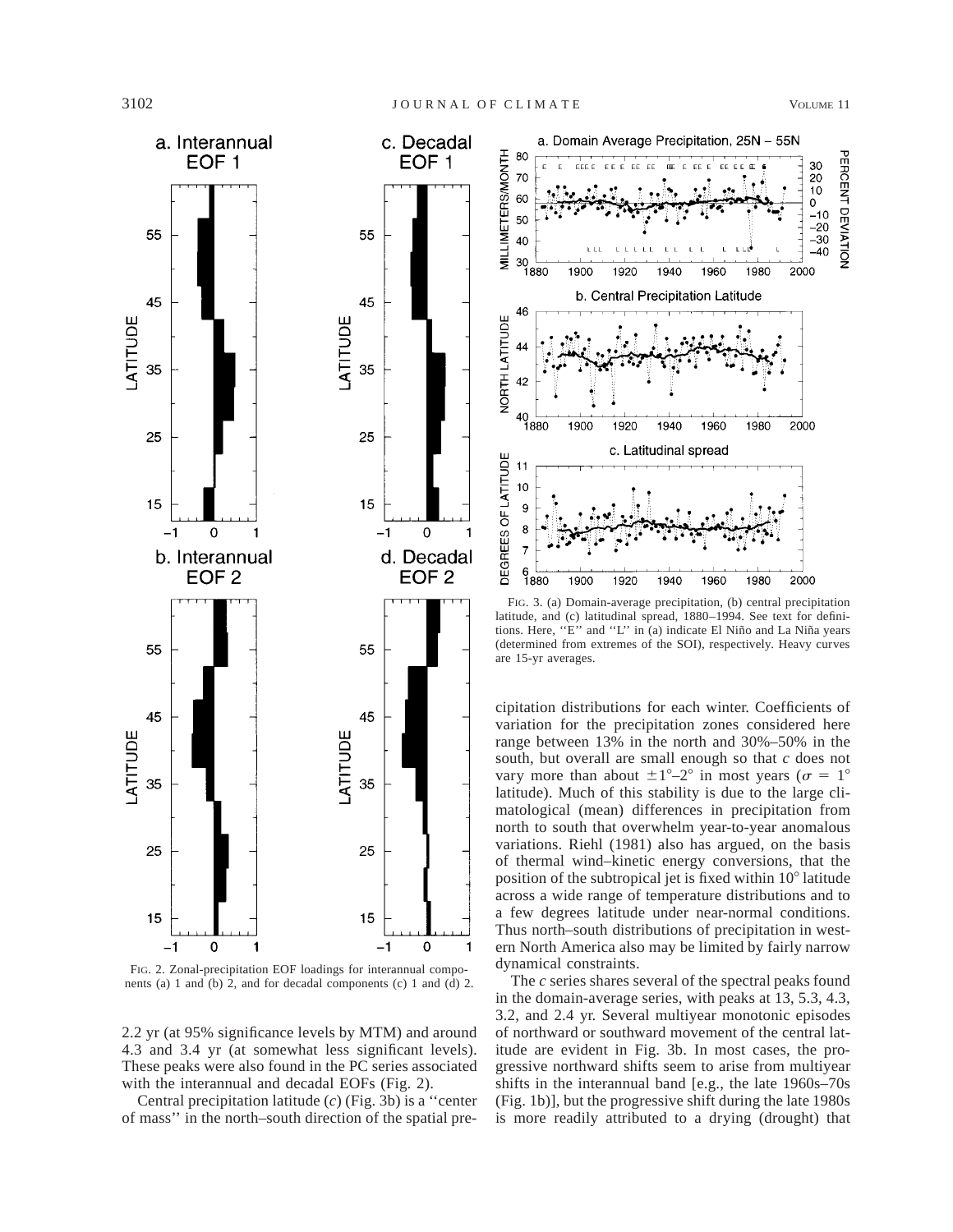FIG. 2. Zonal-precipitation EOF loadings for interannual components (a) 1 and (b) 2, and for decadal components (c) 1 and (d) 2.

2.2 yr (at 95% significance levels by MTM) and around 4.3 and 3.4 yr (at somewhat less significant levels). These peaks were also found in the PC series associated with the interannual and decadal EOFs (Fig. 2).

Central precipitation latitude (*c*) (Fig. 3b) is a ''center of mass'' in the north–south direction of the spatial precipitation distributions for each winter. Coefficients of variation for the precipitation zones considered here range between 13% in the north and 30%–50% in the south, but overall are small enough so that *c* does not vary more than about $\pm 1°$–$2°$ in most years ($\sigma = 1°$ latitude). Much of this stability is due to the large climatological (mean) differences in precipitation from north to south that overwhelm year-to-year anomalous variations. Riehl (1981) also has argued, on the basis of thermal wind–kinetic energy conversions, that the position of the subtropical jet is fixed within 10° latitude across a wide range of temperature distributions and to a few degrees latitude under near-normal conditions. Thus north–south distributions of precipitation in western North America also may be limited by fairly narrow dynamical constraints.

FIG. 3. (a) Domain-average precipitation, (b) central precipitation latitude, and (c) latitudinal spread, 1880–1994. See text for definitions. Here, ''E'' and ''L'' in (a) indicate El Niño and La Niña years (determined from extremes of the SOI), respectively. Heavy curves are 15-yr averages.

The *c* series shares several of the spectral peaks found in the domain-average series, with peaks at 13, 5.3, 4.3, 3.2, and 2.4 yr. Several multiyear monotonic episodes of northward or southward movement of the central latitude are evident in Fig. 3b. In most cases, the progressive northward shifts seem to arise from multiyear shifts in the interannual band [e.g., the late 1960s–70s (Fig. 1b)], but the progressive shift during the late 1980s is more readily attributed to a drying (drought) that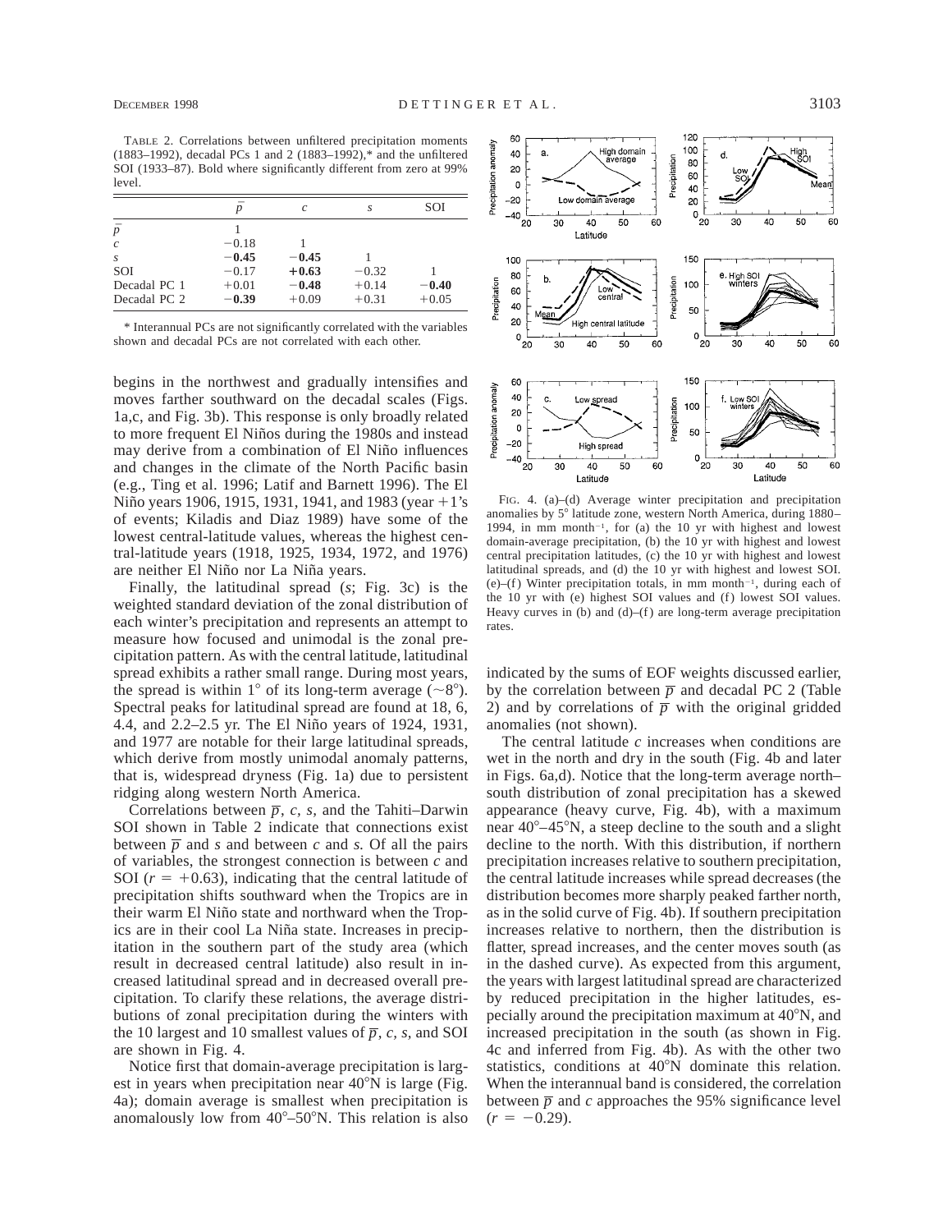TABLE 2. Correlations between unfiltered precipitation moments (1883–1992), decadal PCs 1 and 2 (1883–1992),* and the unfiltered SOI (1933–87). Bold where significantly different from zero at 99% level.

| | $\bar{p}$ | $c$ | $s$ | SOI |
|---|---|---|---|---|
| $\bar{p}$ | 1 | | | |
| $c$ | −0.18 | 1 | | |
| $s$ | **−0.45** | **−0.45** | 1 | |
| SOI | −0.17 | **+0.63** | −0.32 | 1 |
| Decadal PC 1 | +0.01 | **−0.48** | +0.14 | **−0.40** |
| Decadal PC 2 | **−0.39** | +0.09 | +0.31 | +0.05 |

* Interannual PCs are not significantly correlated with the variables shown and decadal PCs are not correlated with each other.

begins in the northwest and gradually intensifies and moves farther southward on the decadal scales (Figs. 1a,c, and Fig. 3b). This response is only broadly related to more frequent El Niños during the 1980s and instead may derive from a combination of El Niño influences and changes in the climate of the North Pacific basin (e.g., Ting et al. 1996; Latif and Barnett 1996). The El Niño years 1906, 1915, 1931, 1941, and 1983 (year +1's of events; Kiladis and Diaz 1989) have some of the lowest central-latitude values, whereas the highest central-latitude years (1918, 1925, 1934, 1972, and 1976) are neither El Niño nor La Niña years.

Finally, the latitudinal spread ($s$; Fig. 3c) is the weighted standard deviation of the zonal distribution of each winter's precipitation and represents an attempt to measure how focused and unimodal is the zonal precipitation pattern. As with the central latitude, latitudinal spread exhibits a rather small range. During most years, the spread is within 1° of its long-term average (~8°). Spectral peaks for latitudinal spread are found at 18, 6, 4.4, and 2.2–2.5 yr. The El Niño years of 1924, 1931, and 1977 are notable for their large latitudinal spreads, which derive from mostly unimodal anomaly patterns, that is, widespread dryness (Fig. 1a) due to persistent ridging along western North America.

Correlations between $\bar{p}$, $c$, $s$, and the Tahiti–Darwin SOI shown in Table 2 indicate that connections exist between $\bar{p}$ and $s$ and between $c$ and $s$. Of all the pairs of variables, the strongest connection is between $c$ and SOI ($r = +0.63$), indicating that the central latitude of precipitation shifts southward when the Tropics are in their warm El Niño state and northward when the Tropics are in their cool La Niña state. Increases in precipitation in the southern part of the study area (which result in decreased central latitude) also result in increased latitudinal spread and in decreased overall precipitation. To clarify these relations, the average distributions of zonal precipitation during the winters with the 10 largest and 10 smallest values of $\bar{p}$, $c$, $s$, and SOI are shown in Fig. 4.

Notice first that domain-average precipitation is largest in years when precipitation near 40°N is large (Fig. 4a); domain average is smallest when precipitation is anomalously low from 40°–50°N. This relation is also indicated by the sums of EOF weights discussed earlier, by the correlation between $\bar{p}$ and decadal PC 2 (Table 2) and by correlations of $\bar{p}$ with the original gridded anomalies (not shown).

FIG. 4. (a)–(d) Average winter precipitation and precipitation anomalies by 5° latitude zone, western North America, during 1880–1994, in mm month⁻¹, for (a) the 10 yr with highest and lowest domain-average precipitation, (b) the 10 yr with highest and lowest central precipitation latitudes, (c) the 10 yr with highest and lowest latitudinal spreads, and (d) the 10 yr with highest and lowest SOI. (e)–(f) Winter precipitation totals, in mm month⁻¹, during each of the 10 yr with (e) highest SOI values and (f) lowest SOI values. Heavy curves in (b) and (d)–(f) are long-term average precipitation rates.

The central latitude $c$ increases when conditions are wet in the north and dry in the south (Fig. 4b and later in Figs. 6a,d). Notice that the long-term average north–south distribution of zonal precipitation has a skewed appearance (heavy curve, Fig. 4b), with a maximum near 40°–45°N, a steep decline to the south and a slight decline to the north. With this distribution, if northern precipitation increases relative to southern precipitation, the central latitude increases while spread decreases (the distribution becomes more sharply peaked farther north, as in the solid curve of Fig. 4b). If southern precipitation increases relative to northern, then the distribution is flatter, spread increases, and the center moves south (as in the dashed curve). As expected from this argument, the years with largest latitudinal spread are characterized by reduced precipitation in the higher latitudes, especially around the precipitation maximum at 40°N, and increased precipitation in the south (as shown in Fig. 4c and inferred from Fig. 4b). As with the other two statistics, conditions at 40°N dominate this relation. When the interannual band is considered, the correlation between $\bar{p}$ and $c$ approaches the 95% significance level ($r = -0.29$).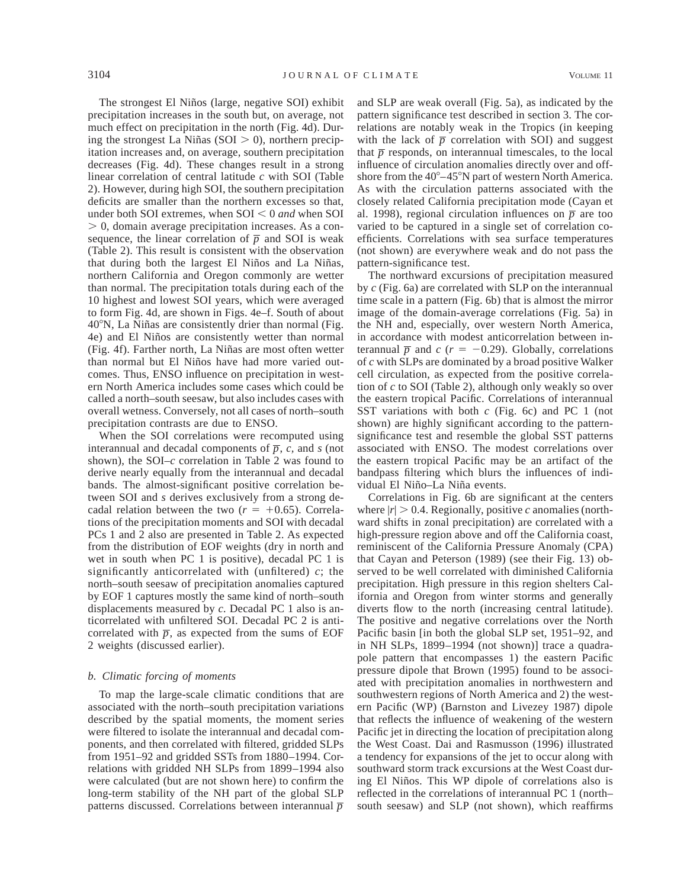The strongest El Niños (large, negative SOI) exhibit precipitation increases in the south but, on average, not much effect on precipitation in the north (Fig. 4d). During the strongest La Niñas (SOI $> 0$), northern precipitation increases and, on average, southern precipitation decreases (Fig. 4d). These changes result in a strong linear correlation of central latitude $c$ with SOI (Table 2). However, during high SOI, the southern precipitation deficits are smaller than the northern excesses so that, under both SOI extremes, when SOI $< 0$ *and* when SOI $> 0$, domain average precipitation increases. As a consequence, the linear correlation of $\overline{p}$ and SOI is weak (Table 2). This result is consistent with the observation that during both the largest El Niños and La Niñas, northern California and Oregon commonly are wetter than normal. The precipitation totals during each of the 10 highest and lowest SOI years, which were averaged to form Fig. 4d, are shown in Figs. 4e–f. South of about 40°N, La Niñas are consistently drier than normal (Fig. 4e) and El Niños are consistently wetter than normal (Fig. 4f). Farther north, La Niñas are most often wetter than normal but El Niños have had more varied outcomes. Thus, ENSO influence on precipitation in western North America includes some cases which could be called a north–south seesaw, but also includes cases with overall wetness. Conversely, not all cases of north–south precipitation contrasts are due to ENSO.

When the SOI correlations were recomputed using interannual and decadal components of $\overline{p}$, $c$, and $s$ (not shown), the SOI–$c$ correlation in Table 2 was found to derive nearly equally from the interannual and decadal bands. The almost-significant positive correlation between SOI and $s$ derives exclusively from a strong decadal relation between the two ($r = +0.65$). Correlations of the precipitation moments and SOI with decadal PCs 1 and 2 also are presented in Table 2. As expected from the distribution of EOF weights (dry in north and wet in south when PC 1 is positive), decadal PC 1 is significantly anticorrelated with (unfiltered) $c$; the north–south seesaw of precipitation anomalies captured by EOF 1 captures mostly the same kind of north–south displacements measured by $c$. Decadal PC 1 also is anticorrelated with unfiltered SOI. Decadal PC 2 is anticorrelated with $\overline{p}$, as expected from the sums of EOF 2 weights (discussed earlier).

### *b. Climatic forcing of moments*

To map the large-scale climatic conditions that are associated with the north–south precipitation variations described by the spatial moments, the moment series were filtered to isolate the interannual and decadal components, and then correlated with filtered, gridded SLPs from 1951–92 and gridded SSTs from 1880–1994. Correlations with gridded NH SLPs from 1899–1994 also were calculated (but are not shown here) to confirm the long-term stability of the NH part of the global SLP patterns discussed. Correlations between interannual $\overline{p}$ and SLP are weak overall (Fig. 5a), as indicated by the pattern significance test described in section 3. The correlations are notably weak in the Tropics (in keeping with the lack of $\overline{p}$ correlation with SOI) and suggest that $\overline{p}$ responds, on interannual timescales, to the local influence of circulation anomalies directly over and offshore from the 40°–45°N part of western North America. As with the circulation patterns associated with the closely related California precipitation mode (Cayan et al. 1998), regional circulation influences on $\overline{p}$ are too varied to be captured in a single set of correlation coefficients. Correlations with sea surface temperatures (not shown) are everywhere weak and do not pass the pattern-significance test.

The northward excursions of precipitation measured by $c$ (Fig. 6a) are correlated with SLP on the interannual time scale in a pattern (Fig. 6b) that is almost the mirror image of the domain-average correlations (Fig. 5a) in the NH and, especially, over western North America, in accordance with modest anticorrelation between interannual $\overline{p}$ and $c$ ($r = -0.29$). Globally, correlations of $c$ with SLPs are dominated by a broad positive Walker cell circulation, as expected from the positive correlation of $c$ to SOI (Table 2), although only weakly so over the eastern tropical Pacific. Correlations of interannual SST variations with both $c$ (Fig. 6c) and PC 1 (not shown) are highly significant according to the pattern-significance test and resemble the global SST patterns associated with ENSO. The modest correlations over the eastern tropical Pacific may be an artifact of the bandpass filtering which blurs the influences of individual El Niño–La Niña events.

Correlations in Fig. 6b are significant at the centers where $|r| > 0.4$. Regionally, positive $c$ anomalies (northward shifts in zonal precipitation) are correlated with a high-pressure region above and off the California coast, reminiscent of the California Pressure Anomaly (CPA) that Cayan and Peterson (1989) (see their Fig. 13) observed to be well correlated with diminished California precipitation. High pressure in this region shelters California and Oregon from winter storms and generally diverts flow to the north (increasing central latitude). The positive and negative correlations over the North Pacific basin [in both the global SLP set, 1951–92, and in NH SLPs, 1899–1994 (not shown)] trace a quadrapole pattern that encompasses 1) the eastern Pacific pressure dipole that Brown (1995) found to be associated with precipitation anomalies in northwestern and southwestern regions of North America and 2) the western Pacific (WP) (Barnston and Livezey 1987) dipole that reflects the influence of weakening of the western Pacific jet in directing the location of precipitation along the West Coast. Dai and Rasmusson (1996) illustrated a tendency for expansions of the jet to occur along with southward storm track excursions at the West Coast during El Niños. This WP dipole of correlations also is reflected in the correlations of interannual PC 1 (north–south seesaw) and SLP (not shown), which reaffirms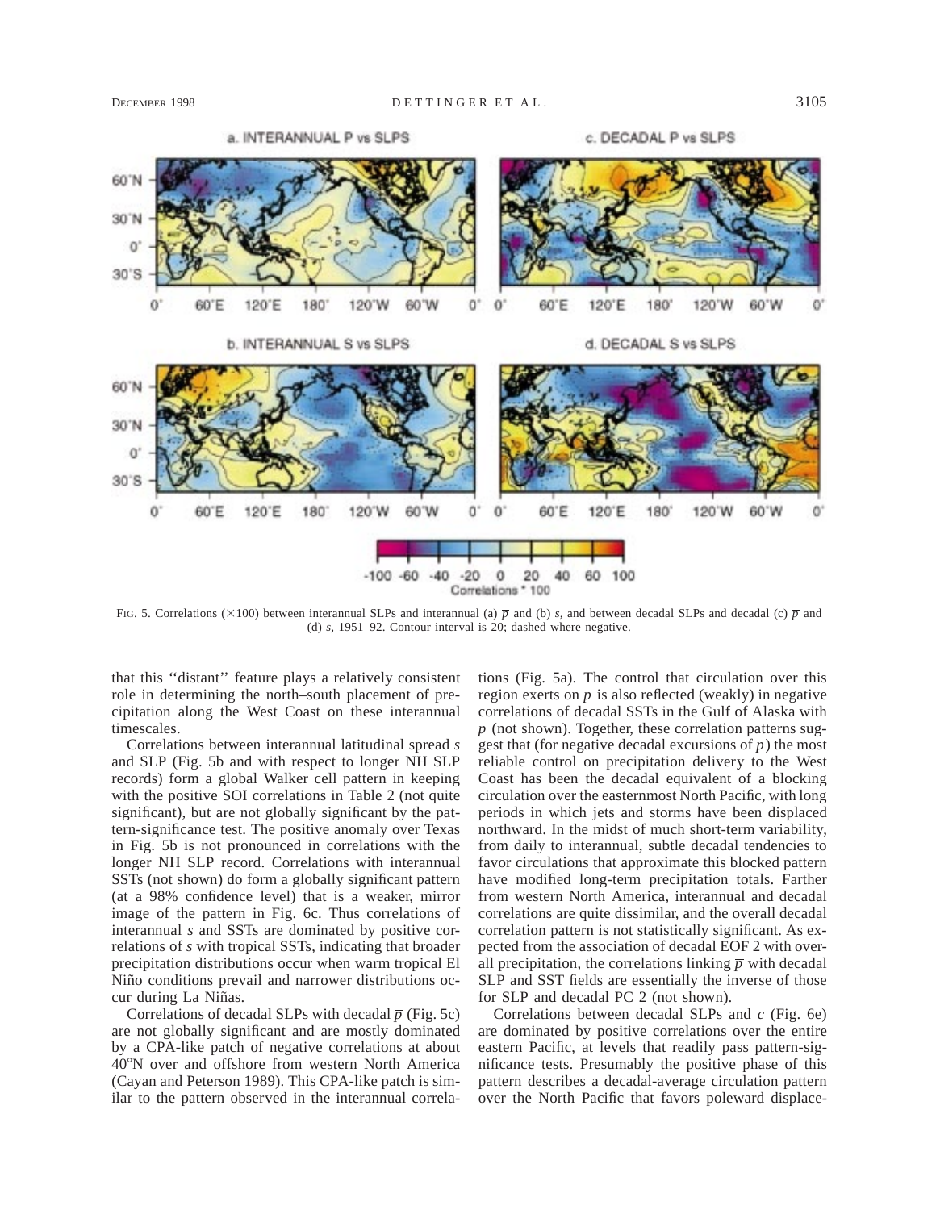FIG. 5. Correlations (×100) between interannual SLPs and interannual (a) $\overline{p}$ and (b) $s$, and between decadal SLPs and decadal (c) $\overline{p}$ and (d) $s$, 1951–92. Contour interval is 20; dashed where negative.

that this ''distant'' feature plays a relatively consistent role in determining the north–south placement of precipitation along the West Coast on these interannual timescales.

Correlations between interannual latitudinal spread $s$ and SLP (Fig. 5b and with respect to longer NH SLP records) form a global Walker cell pattern in keeping with the positive SOI correlations in Table 2 (not quite significant), but are not globally significant by the pattern-significance test. The positive anomaly over Texas in Fig. 5b is not pronounced in correlations with the longer NH SLP record. Correlations with interannual SSTs (not shown) do form a globally significant pattern (at a 98% confidence level) that is a weaker, mirror image of the pattern in Fig. 6c. Thus correlations of interannual $s$ and SSTs are dominated by positive correlations of $s$ with tropical SSTs, indicating that broader precipitation distributions occur when warm tropical El Niño conditions prevail and narrower distributions occur during La Niñas.

Correlations of decadal SLPs with decadal $\overline{p}$ (Fig. 5c) are not globally significant and are mostly dominated by a CPA-like patch of negative correlations at about 40°N over and offshore from western North America (Cayan and Peterson 1989). This CPA-like patch is similar to the pattern observed in the interannual correlations (Fig. 5a). The control that circulation over this region exerts on $\overline{p}$ is also reflected (weakly) in negative correlations of decadal SSTs in the Gulf of Alaska with $\overline{p}$ (not shown). Together, these correlation patterns suggest that (for negative decadal excursions of $\overline{p}$) the most reliable control on precipitation delivery to the West Coast has been the decadal equivalent of a blocking circulation over the easternmost North Pacific, with long periods in which jets and storms have been displaced northward. In the midst of much short-term variability, from daily to interannual, subtle decadal tendencies to favor circulations that approximate this blocked pattern have modified long-term precipitation totals. Farther from western North America, interannual and decadal correlations are quite dissimilar, and the overall decadal correlation pattern is not statistically significant. As expected from the association of decadal EOF 2 with overall precipitation, the correlations linking $\overline{p}$ with decadal SLP and SST fields are essentially the inverse of those for SLP and decadal PC 2 (not shown).

Correlations between decadal SLPs and $c$ (Fig. 6e) are dominated by positive correlations over the entire eastern Pacific, at levels that readily pass pattern-significance tests. Presumably the positive phase of this pattern describes a decadal-average circulation pattern over the North Pacific that favors poleward displace-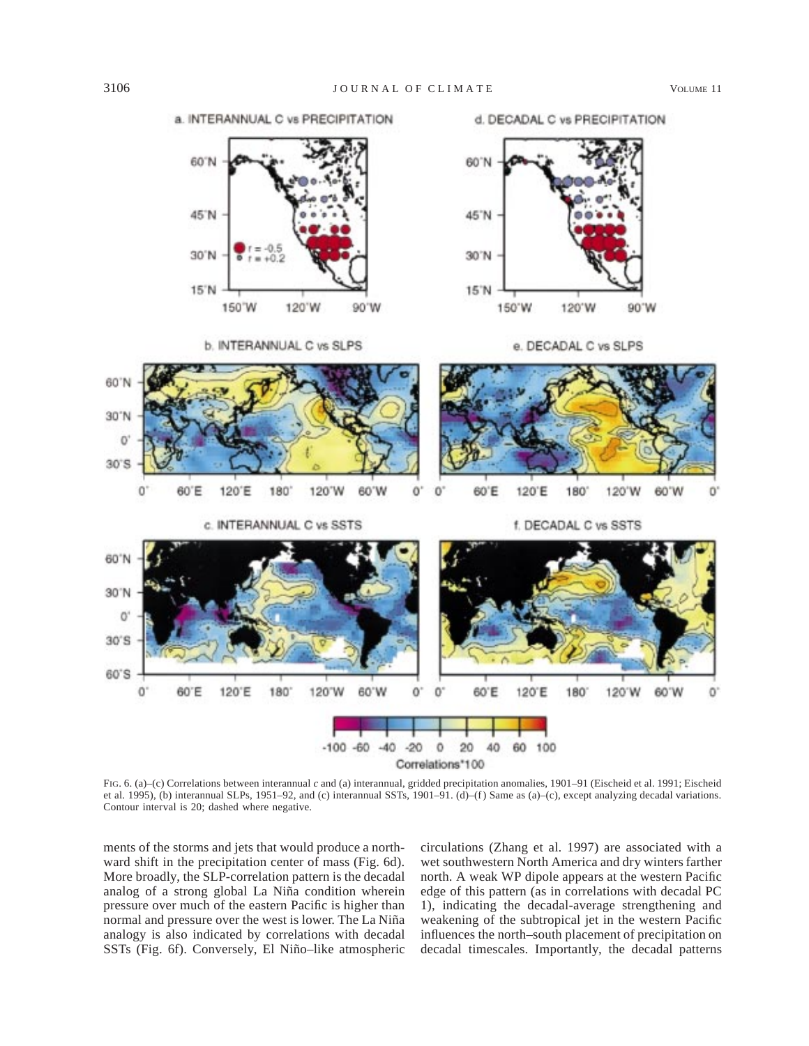FIG. 6. (a)–(c) Correlations between interannual $c$ and (a) interannual, gridded precipitation anomalies, 1901–91 (Eischeid et al. 1991; Eischeid et al. 1995), (b) interannual SLPs, 1951–92, and (c) interannual SSTs, 1901–91. (d)–(f) Same as (a)–(c), except analyzing decadal variations. Contour interval is 20; dashed where negative.

ments of the storms and jets that would produce a northward shift in the precipitation center of mass (Fig. 6d). More broadly, the SLP-correlation pattern is the decadal analog of a strong global La Niña condition wherein pressure over much of the eastern Pacific is higher than normal and pressure over the west is lower. The La Niña analogy is also indicated by correlations with decadal SSTs (Fig. 6f). Conversely, El Niño–like atmospheric circulations (Zhang et al. 1997) are associated with a wet southwestern North America and dry winters farther north. A weak WP dipole appears at the western Pacific edge of this pattern (as in correlations with decadal PC 1), indicating the decadal-average strengthening and weakening of the subtropical jet in the western Pacific influences the north–south placement of precipitation on decadal timescales. Importantly, the decadal patterns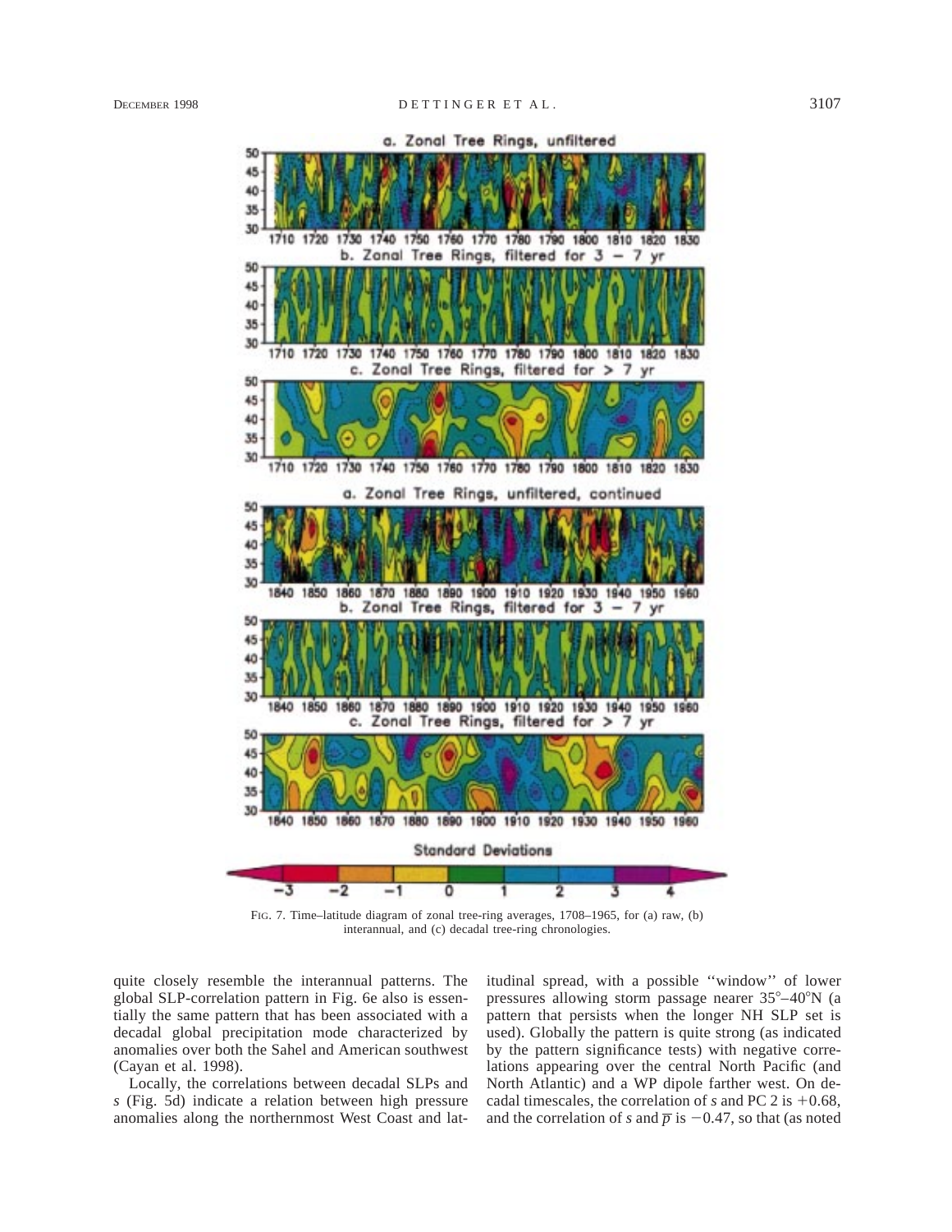FIG. 7. Time–latitude diagram of zonal tree-ring averages, 1708–1965, for (a) raw, (b) interannual, and (c) decadal tree-ring chronologies.

quite closely resemble the interannual patterns. The global SLP-correlation pattern in Fig. 6e also is essentially the same pattern that has been associated with a decadal global precipitation mode characterized by anomalies over both the Sahel and American southwest (Cayan et al. 1998).

Locally, the correlations between decadal SLPs and *s* (Fig. 5d) indicate a relation between high pressure anomalies along the northernmost West Coast and latitudinal spread, with a possible ''window'' of lower pressures allowing storm passage nearer 35°–40°N (a pattern that persists when the longer NH SLP set is used). Globally the pattern is quite strong (as indicated by the pattern significance tests) with negative correlations appearing over the central North Pacific (and North Atlantic) and a WP dipole farther west. On decadal timescales, the correlation of *s* and PC 2 is +0.68, and the correlation of *s* and $\overline{p}$ is −0.47, so that (as noted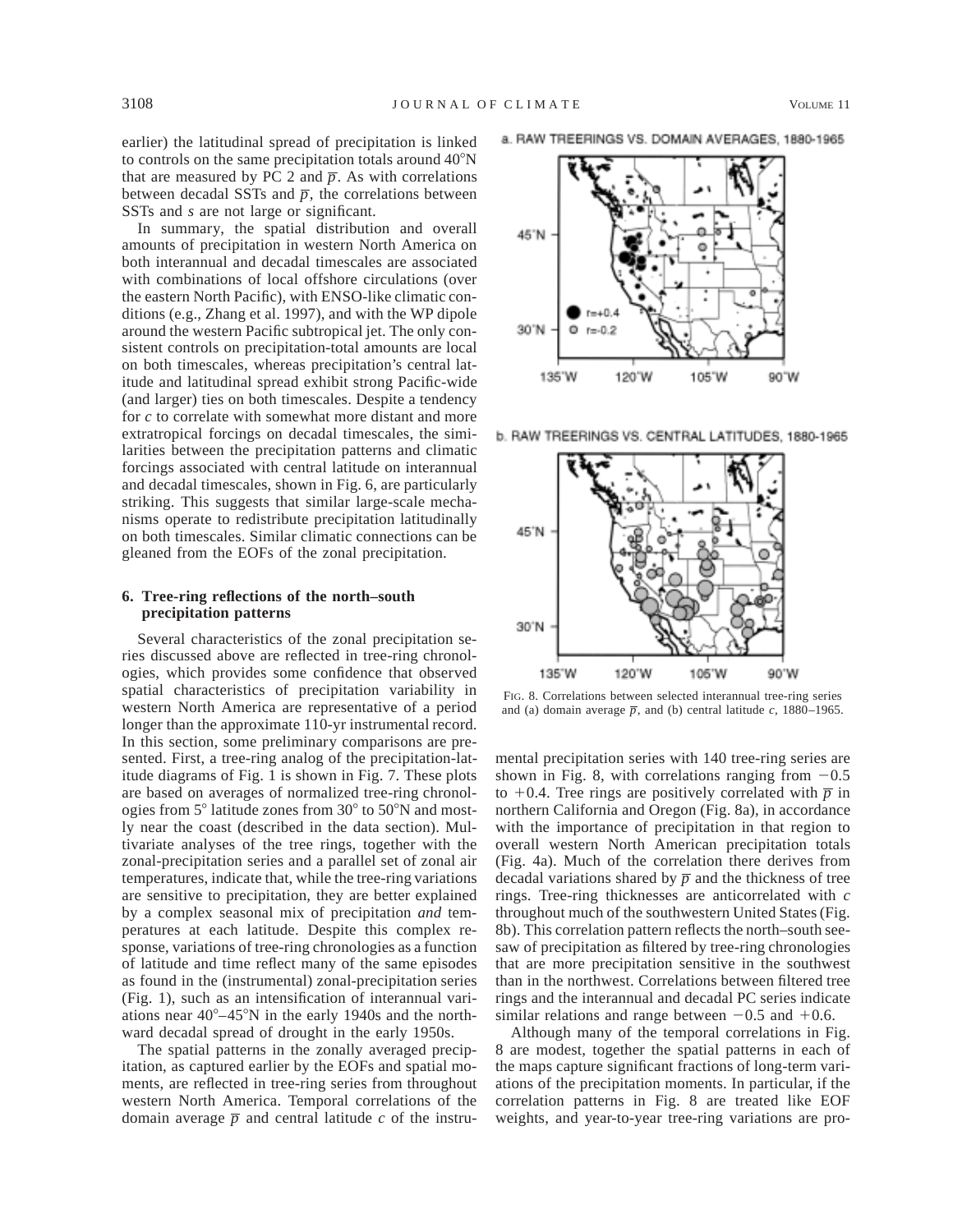earlier) the latitudinal spread of precipitation is linked to controls on the same precipitation totals around 40°N that are measured by PC 2 and $\overline{p}$. As with correlations between decadal SSTs and $\overline{p}$, the correlations between SSTs and $s$ are not large or significant.

In summary, the spatial distribution and overall amounts of precipitation in western North America on both interannual and decadal timescales are associated with combinations of local offshore circulations (over the eastern North Pacific), with ENSO-like climatic conditions (e.g., Zhang et al. 1997), and with the WP dipole around the western Pacific subtropical jet. The only consistent controls on precipitation-total amounts are local on both timescales, whereas precipitation's central latitude and latitudinal spread exhibit strong Pacific-wide (and larger) ties on both timescales. Despite a tendency for $c$ to correlate with somewhat more distant and more extratropical forcings on decadal timescales, the similarities between the precipitation patterns and climatic forcings associated with central latitude on interannual and decadal timescales, shown in Fig. 6, are particularly striking. This suggests that similar large-scale mechanisms operate to redistribute precipitation latitudinally on both timescales. Similar climatic connections can be gleaned from the EOFs of the zonal precipitation.

## 6. Tree-ring reflections of the north–south precipitation patterns

Several characteristics of the zonal precipitation series discussed above are reflected in tree-ring chronologies, which provides some confidence that observed spatial characteristics of precipitation variability in western North America are representative of a period longer than the approximate 110-yr instrumental record. In this section, some preliminary comparisons are presented. First, a tree-ring analog of the precipitation-latitude diagrams of Fig. 1 is shown in Fig. 7. These plots are based on averages of normalized tree-ring chronologies from 5° latitude zones from 30° to 50°N and mostly near the coast (described in the data section). Multivariate analyses of the tree rings, together with the zonal-precipitation series and a parallel set of zonal air temperatures, indicate that, while the tree-ring variations are sensitive to precipitation, they are better explained by a complex seasonal mix of precipitation *and* temperatures at each latitude. Despite this complex response, variations of tree-ring chronologies as a function of latitude and time reflect many of the same episodes as found in the (instrumental) zonal-precipitation series (Fig. 1), such as an intensification of interannual variations near 40°–45°N in the early 1940s and the northward decadal spread of drought in the early 1950s.

The spatial patterns in the zonally averaged precipitation, as captured earlier by the EOFs and spatial moments, are reflected in tree-ring series from throughout western North America. Temporal correlations of the domain average $\overline{p}$ and central latitude $c$ of the instrumental precipitation series with 140 tree-ring series are shown in Fig. 8, with correlations ranging from −0.5 to +0.4. Tree rings are positively correlated with $\overline{p}$ in northern California and Oregon (Fig. 8a), in accordance with the importance of precipitation in that region to overall western North American precipitation totals (Fig. 4a). Much of the correlation there derives from decadal variations shared by $\overline{p}$ and the thickness of tree rings. Tree-ring thicknesses are anticorrelated with $c$ throughout much of the southwestern United States (Fig. 8b). This correlation pattern reflects the north–south seesaw of precipitation as filtered by tree-ring chronologies that are more precipitation sensitive in the southwest than in the northwest. Correlations between filtered tree rings and the interannual and decadal PC series indicate similar relations and range between −0.5 and +0.6.

FIG. 8. Correlations between selected interannual tree-ring series and (a) domain average $\overline{p}$, and (b) central latitude $c$, 1880–1965.

Although many of the temporal correlations in Fig. 8 are modest, together the spatial patterns in each of the maps capture significant fractions of long-term variations of the precipitation moments. In particular, if the correlation patterns in Fig. 8 are treated like EOF weights, and year-to-year tree-ring variations are pro-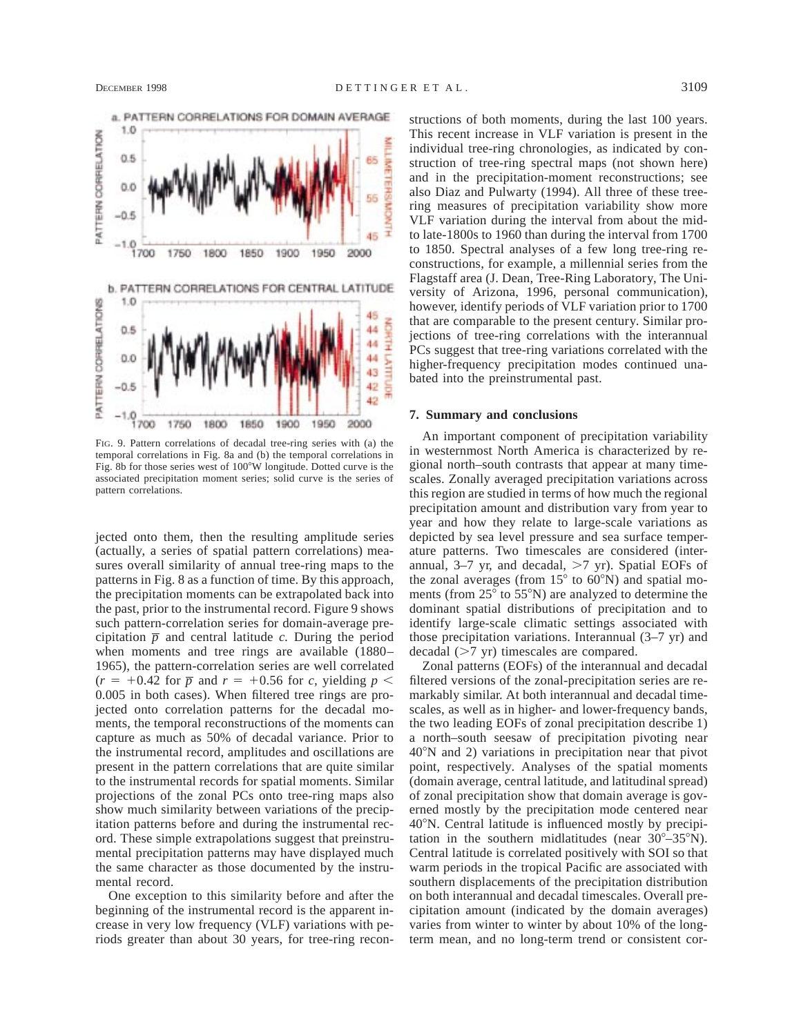FIG. 9. Pattern correlations of decadal tree-ring series with (a) the temporal correlations in Fig. 8a and (b) the temporal correlations in Fig. 8b for those series west of 100°W longitude. Dotted curve is the associated precipitation moment series; solid curve is the series of pattern correlations.

jected onto them, then the resulting amplitude series (actually, a series of spatial pattern correlations) measures overall similarity of annual tree-ring maps to the patterns in Fig. 8 as a function of time. By this approach, the precipitation moments can be extrapolated back into the past, prior to the instrumental record. Figure 9 shows such pattern-correlation series for domain-average precipitation $\overline{p}$ and central latitude $c$. During the period when moments and tree rings are available (1880–1965), the pattern-correlation series are well correlated ($r = +0.42$ for $\overline{p}$ and $r = +0.56$ for $c$, yielding $p < 0.005$ in both cases). When filtered tree rings are projected onto correlation patterns for the decadal moments, the temporal reconstructions of the moments can capture as much as 50% of decadal variance. Prior to the instrumental record, amplitudes and oscillations are present in the pattern correlations that are quite similar to the instrumental records for spatial moments. Similar projections of the zonal PCs onto tree-ring maps also show much similarity between variations of the precipitation patterns before and during the instrumental record. These simple extrapolations suggest that preinstrumental precipitation patterns may have displayed much the same character as those documented by the instrumental record.

One exception to this similarity before and after the beginning of the instrumental record is the apparent increase in very low frequency (VLF) variations with periods greater than about 30 years, for tree-ring reconstructions of both moments, during the last 100 years. This recent increase in VLF variation is present in the individual tree-ring chronologies, as indicated by construction of tree-ring spectral maps (not shown here) and in the precipitation-moment reconstructions; see also Diaz and Pulwarty (1994). All three of these tree-ring measures of precipitation variability show more VLF variation during the interval from about the mid- to late-1800s to 1960 than during the interval from 1700 to 1850. Spectral analyses of a few long tree-ring reconstructions, for example, a millennial series from the Flagstaff area (J. Dean, Tree-Ring Laboratory, The University of Arizona, 1996, personal communication), however, identify periods of VLF variation prior to 1700 that are comparable to the present century. Similar projections of tree-ring correlations with the interannual PCs suggest that tree-ring variations correlated with the higher-frequency precipitation modes continued unabated into the preinstrumental past.

## 7. Summary and conclusions

An important component of precipitation variability in westernmost North America is characterized by regional north–south contrasts that appear at many timescales. Zonally averaged precipitation variations across this region are studied in terms of how much the regional precipitation amount and distribution vary from year to year and how they relate to large-scale variations as depicted by sea level pressure and sea surface temperature patterns. Two timescales are considered (interannual, 3–7 yr, and decadal, >7 yr). Spatial EOFs of the zonal averages (from 15° to 60°N) and spatial moments (from 25° to 55°N) are analyzed to determine the dominant spatial distributions of precipitation and to identify large-scale climatic settings associated with those precipitation variations. Interannual (3–7 yr) and decadal (>7 yr) timescales are compared.

Zonal patterns (EOFs) of the interannual and decadal filtered versions of the zonal-precipitation series are remarkably similar. At both interannual and decadal timescales, as well as in higher- and lower-frequency bands, the two leading EOFs of zonal precipitation describe 1) a north–south seesaw of precipitation pivoting near 40°N and 2) variations in precipitation near that pivot point, respectively. Analyses of the spatial moments (domain average, central latitude, and latitudinal spread) of zonal precipitation show that domain average is governed mostly by the precipitation mode centered near 40°N. Central latitude is influenced mostly by precipitation in the southern midlatitudes (near 30°–35°N). Central latitude is correlated positively with SOI so that warm periods in the tropical Pacific are associated with southern displacements of the precipitation distribution on both interannual and decadal timescales. Overall precipitation amount (indicated by the domain averages) varies from winter to winter by about 10% of the long-term mean, and no long-term trend or consistent cor-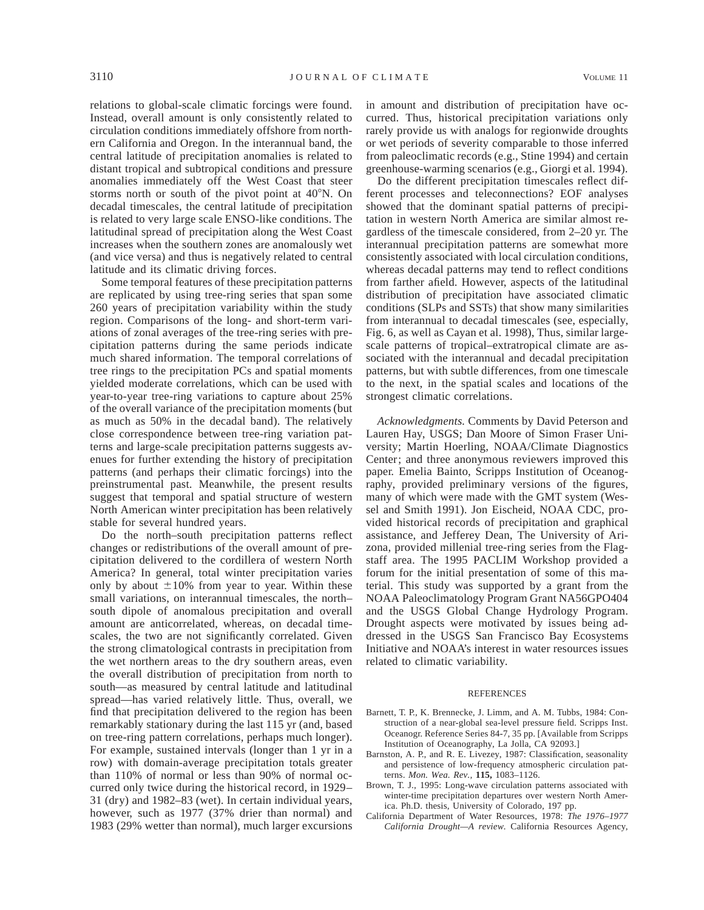relations to global-scale climatic forcings were found. Instead, overall amount is only consistently related to circulation conditions immediately offshore from northern California and Oregon. In the interannual band, the central latitude of precipitation anomalies is related to distant tropical and subtropical conditions and pressure anomalies immediately off the West Coast that steer storms north or south of the pivot point at 40°N. On decadal timescales, the central latitude of precipitation is related to very large scale ENSO-like conditions. The latitudinal spread of precipitation along the West Coast increases when the southern zones are anomalously wet (and vice versa) and thus is negatively related to central latitude and its climatic driving forces.

Some temporal features of these precipitation patterns are replicated by using tree-ring series that span some 260 years of precipitation variability within the study region. Comparisons of the long- and short-term variations of zonal averages of the tree-ring series with precipitation patterns during the same periods indicate much shared information. The temporal correlations of tree rings to the precipitation PCs and spatial moments yielded moderate correlations, which can be used with year-to-year tree-ring variations to capture about 25% of the overall variance of the precipitation moments (but as much as 50% in the decadal band). The relatively close correspondence between tree-ring variation patterns and large-scale precipitation patterns suggests avenues for further extending the history of precipitation patterns (and perhaps their climatic forcings) into the preinstrumental past. Meanwhile, the present results suggest that temporal and spatial structure of western North American winter precipitation has been relatively stable for several hundred years.

Do the north–south precipitation patterns reflect changes or redistributions of the overall amount of precipitation delivered to the cordillera of western North America? In general, total winter precipitation varies only by about ±10% from year to year. Within these small variations, on interannual timescales, the north–south dipole of anomalous precipitation and overall amount are anticorrelated, whereas, on decadal timescales, the two are not significantly correlated. Given the strong climatological contrasts in precipitation from the wet northern areas to the dry southern areas, even the overall distribution of precipitation from north to south—as measured by central latitude and latitudinal spread—has varied relatively little. Thus, overall, we find that precipitation delivered to the region has been remarkably stationary during the last 115 yr (and, based on tree-ring pattern correlations, perhaps much longer). For example, sustained intervals (longer than 1 yr in a row) with domain-average precipitation totals greater than 110% of normal or less than 90% of normal occurred only twice during the historical record, in 1929–31 (dry) and 1982–83 (wet). In certain individual years, however, such as 1977 (37% drier than normal) and 1983 (29% wetter than normal), much larger excursions in amount and distribution of precipitation have occurred. Thus, historical precipitation variations only rarely provide us with analogs for regionwide droughts or wet periods of severity comparable to those inferred from paleoclimatic records (e.g., Stine 1994) and certain greenhouse-warming scenarios (e.g., Giorgi et al. 1994).

Do the different precipitation timescales reflect different processes and teleconnections? EOF analyses showed that the dominant spatial patterns of precipitation in western North America are similar almost regardless of the timescale considered, from 2–20 yr. The interannual precipitation patterns are somewhat more consistently associated with local circulation conditions, whereas decadal patterns may tend to reflect conditions from farther afield. However, aspects of the latitudinal distribution of precipitation have associated climatic conditions (SLPs and SSTs) that show many similarities from interannual to decadal timescales (see, especially, Fig. 6, as well as Cayan et al. 1998), Thus, similar large-scale patterns of tropical–extratropical climate are associated with the interannual and decadal precipitation patterns, but with subtle differences, from one timescale to the next, in the spatial scales and locations of the strongest climatic correlations.

*Acknowledgments.* Comments by David Peterson and Lauren Hay, USGS; Dan Moore of Simon Fraser University; Martin Hoerling, NOAA/Climate Diagnostics Center; and three anonymous reviewers improved this paper. Emelia Bainto, Scripps Institution of Oceanography, provided preliminary versions of the figures, many of which were made with the GMT system (Wessel and Smith 1991). Jon Eischeid, NOAA CDC, provided historical records of precipitation and graphical assistance, and Jefferey Dean, The University of Arizona, provided millenial tree-ring series from the Flagstaff area. The 1995 PACLIM Workshop provided a forum for the initial presentation of some of this material. This study was supported by a grant from the NOAA Paleoclimatology Program Grant NA56GPO404 and the USGS Global Change Hydrology Program. Drought aspects were motivated by issues being addressed in the USGS San Francisco Bay Ecosystems Initiative and NOAA's interest in water resources issues related to climatic variability.

## REFERENCES

Barnett, T. P., K. Brennecke, J. Limm, and A. M. Tubbs, 1984: Construction of a near-global sea-level pressure field. Scripps Inst. Oceanogr. Reference Series 84-7, 35 pp. [Available from Scripps Institution of Oceanography, La Jolla, CA 92093.]

Barnston, A. P., and R. E. Livezey, 1987: Classification, seasonality and persistence of low-frequency atmospheric circulation patterns. *Mon. Wea. Rev.,* **115,** 1083–1126.

Brown, T. J., 1995: Long-wave circulation patterns associated with winter-time precipitation departures over western North America. Ph.D. thesis, University of Colorado, 197 pp.

California Department of Water Resources, 1978: *The 1976–1977 California Drought—A review.* California Resources Agency,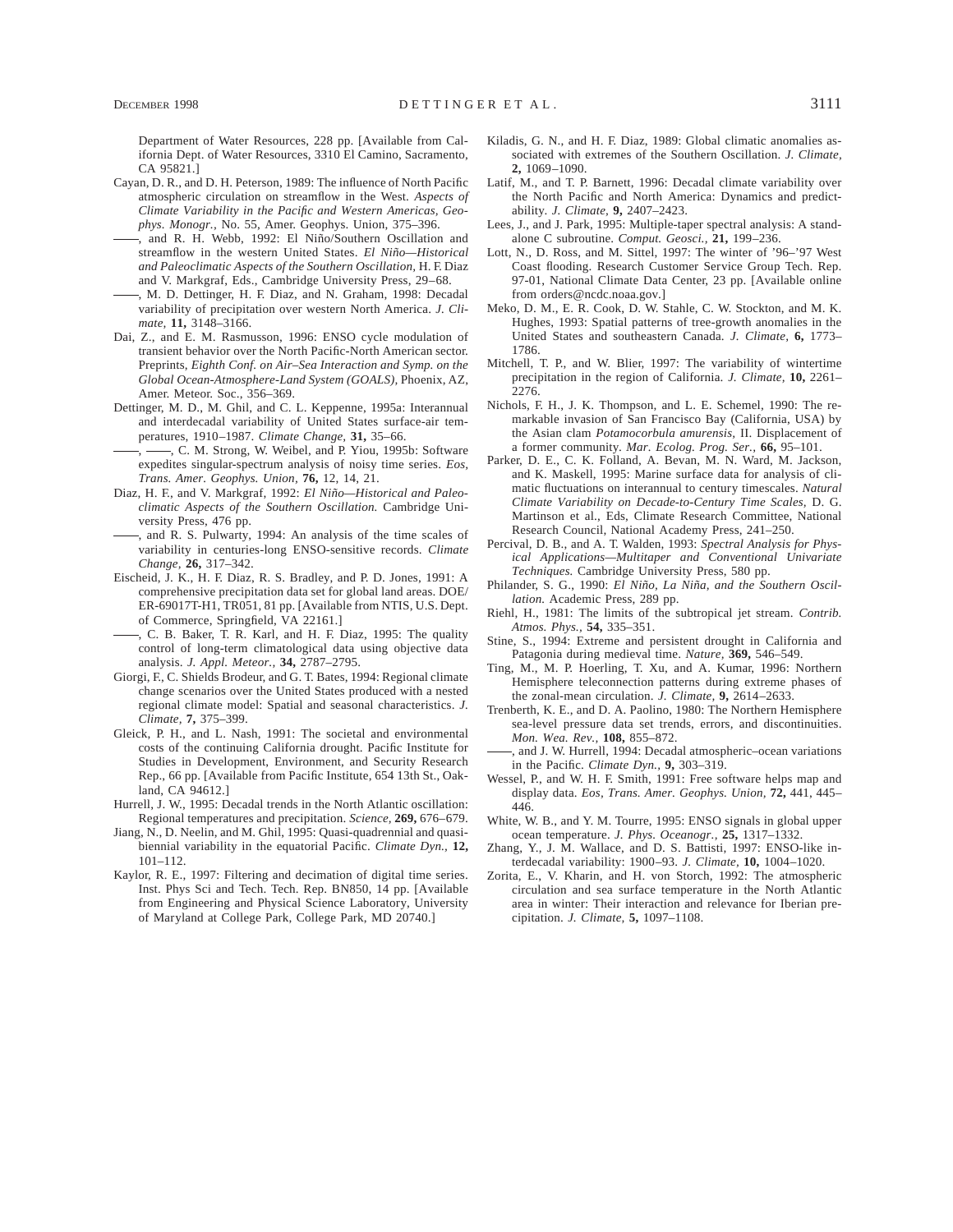Department of Water Resources, 228 pp. [Available from California Dept. of Water Resources, 3310 El Camino, Sacramento, CA 95821.]

Cayan, D. R., and D. H. Peterson, 1989: The influence of North Pacific atmospheric circulation on streamflow in the West. *Aspects of Climate Variability in the Pacific and Western Americas, Geophys. Monogr.,* No. 55, Amer. Geophys. Union, 375–396.

——, and R. H. Webb, 1992: El Niño/Southern Oscillation and streamflow in the western United States. *El Niño—Historical and Paleoclimatic Aspects of the Southern Oscillation,* H. F. Diaz and V. Markgraf, Eds., Cambridge University Press, 29–68.

——, M. D. Dettinger, H. F. Diaz, and N. Graham, 1998: Decadal variability of precipitation over western North America. *J. Climate,* **11,** 3148–3166.

Dai, Z., and E. M. Rasmusson, 1996: ENSO cycle modulation of transient behavior over the North Pacific-North American sector. Preprints, *Eighth Conf. on Air–Sea Interaction and Symp. on the Global Ocean-Atmosphere-Land System (GOALS),* Phoenix, AZ, Amer. Meteor. Soc., 356–369.

Dettinger, M. D., M. Ghil, and C. L. Keppenne, 1995a: Interannual and interdecadal variability of United States surface-air temperatures, 1910–1987. *Climate Change,* **31,** 35–66.

——, ——, C. M. Strong, W. Weibel, and P. Yiou, 1995b: Software expedites singular-spectrum analysis of noisy time series. *Eos, Trans. Amer. Geophys. Union,* **76,** 12, 14, 21.

Diaz, H. F., and V. Markgraf, 1992: *El Niño—Historical and Paleoclimatic Aspects of the Southern Oscillation.* Cambridge University Press, 476 pp.

——, and R. S. Pulwarty, 1994: An analysis of the time scales of variability in centuries-long ENSO-sensitive records. *Climate Change,* **26,** 317–342.

Eischeid, J. K., H. F. Diaz, R. S. Bradley, and P. D. Jones, 1991: A comprehensive precipitation data set for global land areas. DOE/ER-69017T-H1, TR051, 81 pp. [Available from NTIS, U.S. Dept. of Commerce, Springfield, VA 22161.]

——, C. B. Baker, T. R. Karl, and H. F. Diaz, 1995: The quality control of long-term climatological data using objective data analysis. *J. Appl. Meteor.,* **34,** 2787–2795.

Giorgi, F., C. Shields Brodeur, and G. T. Bates, 1994: Regional climate change scenarios over the United States produced with a nested regional climate model: Spatial and seasonal characteristics. *J. Climate,* **7,** 375–399.

Gleick, P. H., and L. Nash, 1991: The societal and environmental costs of the continuing California drought. Pacific Institute for Studies in Development, Environment, and Security Research Rep., 66 pp. [Available from Pacific Institute, 654 13th St., Oakland, CA 94612.]

Hurrell, J. W., 1995: Decadal trends in the North Atlantic oscillation: Regional temperatures and precipitation. *Science,* **269,** 676–679.

Jiang, N., D. Neelin, and M. Ghil, 1995: Quasi-quadrennial and quasi-biennial variability in the equatorial Pacific. *Climate Dyn.,* **12,** 101–112.

Kaylor, R. E., 1997: Filtering and decimation of digital time series. Inst. Phys Sci and Tech. Tech. Rep. BN850, 14 pp. [Available from Engineering and Physical Science Laboratory, University of Maryland at College Park, College Park, MD 20740.]

Kiladis, G. N., and H. F. Diaz, 1989: Global climatic anomalies associated with extremes of the Southern Oscillation. *J. Climate,* **2,** 1069–1090.

Latif, M., and T. P. Barnett, 1996: Decadal climate variability over the North Pacific and North America: Dynamics and predictability. *J. Climate,* **9,** 2407–2423.

Lees, J., and J. Park, 1995: Multiple-taper spectral analysis: A standalone C subroutine. *Comput. Geosci.,* **21,** 199–236.

Lott, N., D. Ross, and M. Sittel, 1997: The winter of '96–'97 West Coast flooding. Research Customer Service Group Tech. Rep. 97-01, National Climate Data Center, 23 pp. [Available online from orders@ncdc.noaa.gov.]

Meko, D. M., E. R. Cook, D. W. Stahle, C. W. Stockton, and M. K. Hughes, 1993: Spatial patterns of tree-growth anomalies in the United States and southeastern Canada. *J. Climate,* **6,** 1773–1786.

Mitchell, T. P., and W. Blier, 1997: The variability of wintertime precipitation in the region of California. *J. Climate,* **10,** 2261–2276.

Nichols, F. H., J. K. Thompson, and L. E. Schemel, 1990: The remarkable invasion of San Francisco Bay (California, USA) by the Asian clam *Potamocorbula amurensis,* II. Displacement of a former community. *Mar. Ecolog. Prog. Ser.,* **66,** 95–101.

Parker, D. E., C. K. Folland, A. Bevan, M. N. Ward, M. Jackson, and K. Maskell, 1995: Marine surface data for analysis of climatic fluctuations on interannual to century timescales. *Natural Climate Variability on Decade-to-Century Time Scales,* D. G. Martinson et al., Eds, Climate Research Committee, National Research Council, National Academy Press, 241–250.

Percival, D. B., and A. T. Walden, 1993: *Spectral Analysis for Physical Applications—Multitaper and Conventional Univariate Techniques.* Cambridge University Press, 580 pp.

Philander, S. G., 1990: *El Niño, La Niña, and the Southern Oscillation.* Academic Press, 289 pp.

Riehl, H., 1981: The limits of the subtropical jet stream. *Contrib. Atmos. Phys.,* **54,** 335–351.

Stine, S., 1994: Extreme and persistent drought in California and Patagonia during medieval time. *Nature,* **369,** 546–549.

Ting, M., M. P. Hoerling, T. Xu, and A. Kumar, 1996: Northern Hemisphere teleconnection patterns during extreme phases of the zonal-mean circulation. *J. Climate,* **9,** 2614–2633.

Trenberth, K. E., and D. A. Paolino, 1980: The Northern Hemisphere sea-level pressure data set trends, errors, and discontinuities. *Mon. Wea. Rev.,* **108,** 855–872.

——, and J. W. Hurrell, 1994: Decadal atmospheric–ocean variations in the Pacific. *Climate Dyn.,* **9,** 303–319.

Wessel, P., and W. H. F. Smith, 1991: Free software helps map and display data. *Eos, Trans. Amer. Geophys. Union,* **72,** 441, 445–446.

White, W. B., and Y. M. Tourre, 1995: ENSO signals in global upper ocean temperature. *J. Phys. Oceanogr.,* **25,** 1317–1332.

Zhang, Y., J. M. Wallace, and D. S. Battisti, 1997: ENSO-like interdecadal variability: 1900–93. *J. Climate,* **10,** 1004–1020.

Zorita, E., V. Kharin, and H. von Storch, 1992: The atmospheric circulation and sea surface temperature in the North Atlantic area in winter: Their interaction and relevance for Iberian precipitation. *J. Climate,* **5,** 1097–1108.